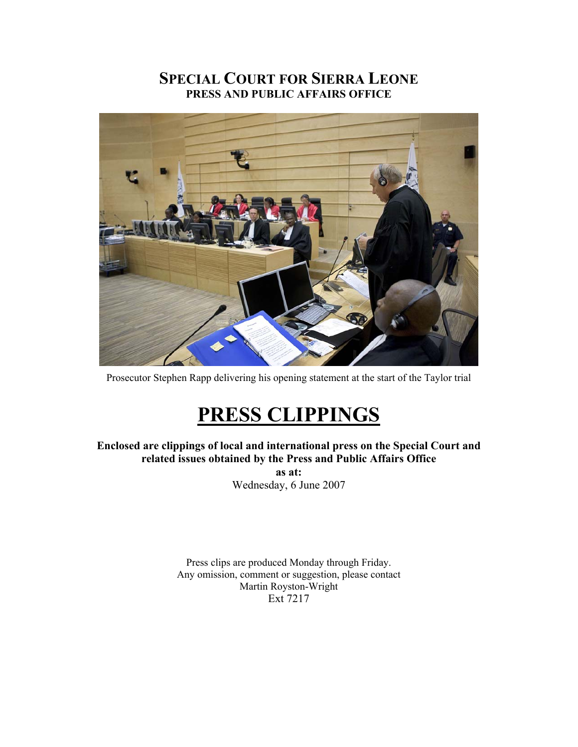# SPECIAL COURT FOR SIERRA LEONE
## PRESS AND PUBLIC AFFAIRS OFFICE

Prosecutor Stephen Rapp delivering his opening statement at the start of the Taylor trial

# PRESS CLIPPINGS

**Enclosed are clippings of local and international press on the Special Court and related issues obtained by the Press and Public Affairs Office**

**as at:**

Wednesday, 6 June 2007

Press clips are produced Monday through Friday.
Any omission, comment or suggestion, please contact
Martin Royston-Wright
Ext 7217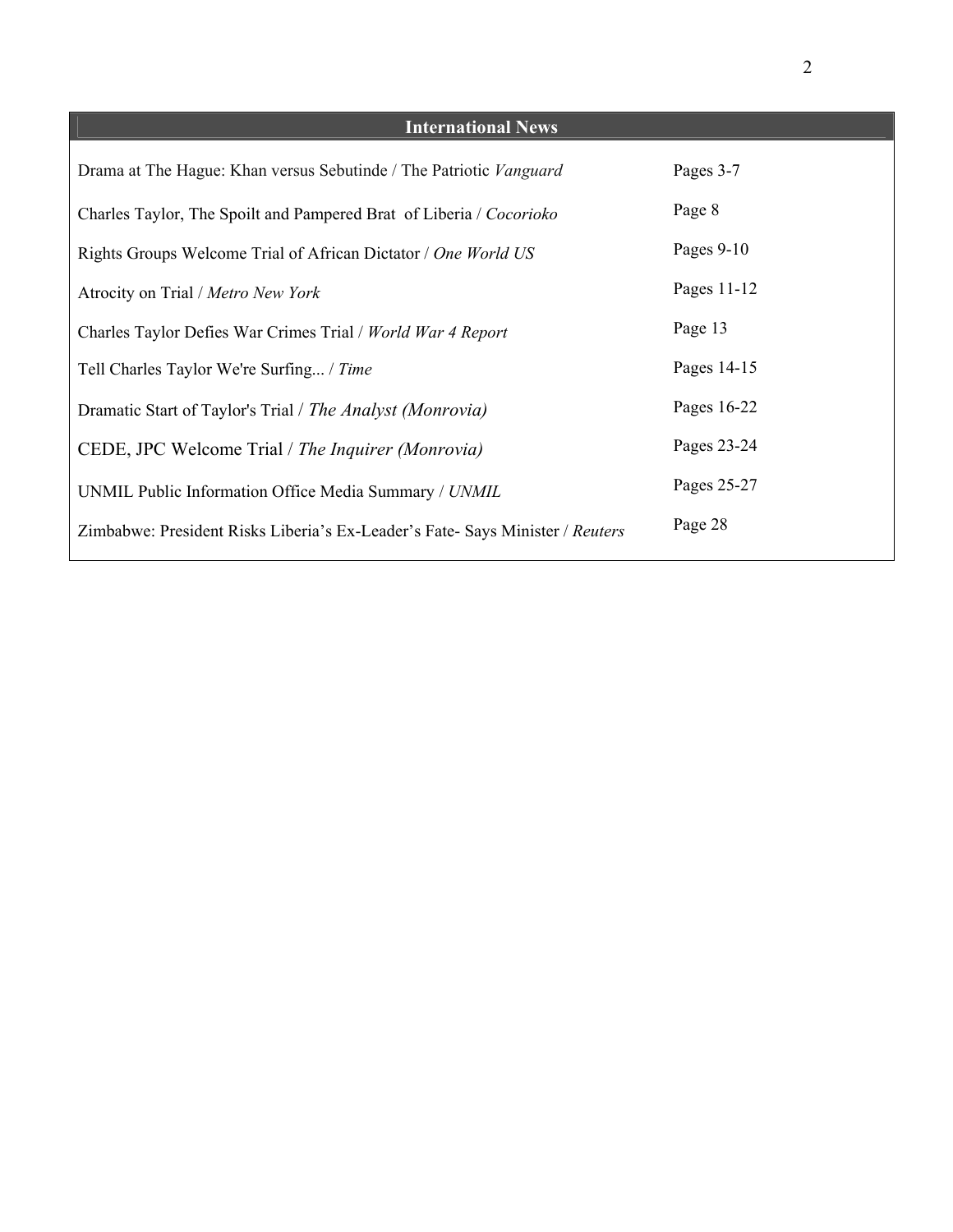## International News

| | |
|---|---|
| Drama at The Hague: Khan versus Sebutinde / The Patriotic *Vanguard* | Pages 3-7 |
| Charles Taylor, The Spoilt and Pampered Brat of Liberia / *Cocorioko* | Page 8 |
| Rights Groups Welcome Trial of African Dictator / *One World US* | Pages 9-10 |
| Atrocity on Trial / *Metro New York* | Pages 11-12 |
| Charles Taylor Defies War Crimes Trial / *World War 4 Report* | Page 13 |
| Tell Charles Taylor We're Surfing... / *Time* | Pages 14-15 |
| Dramatic Start of Taylor's Trial / *The Analyst (Monrovia)* | Pages 16-22 |
| CEDE, JPC Welcome Trial / *The Inquirer (Monrovia)* | Pages 23-24 |
| UNMIL Public Information Office Media Summary / *UNMIL* | Pages 25-27 |
| Zimbabwe: President Risks Liberia's Ex-Leader's Fate- Says Minister / *Reuters* | Page 28 |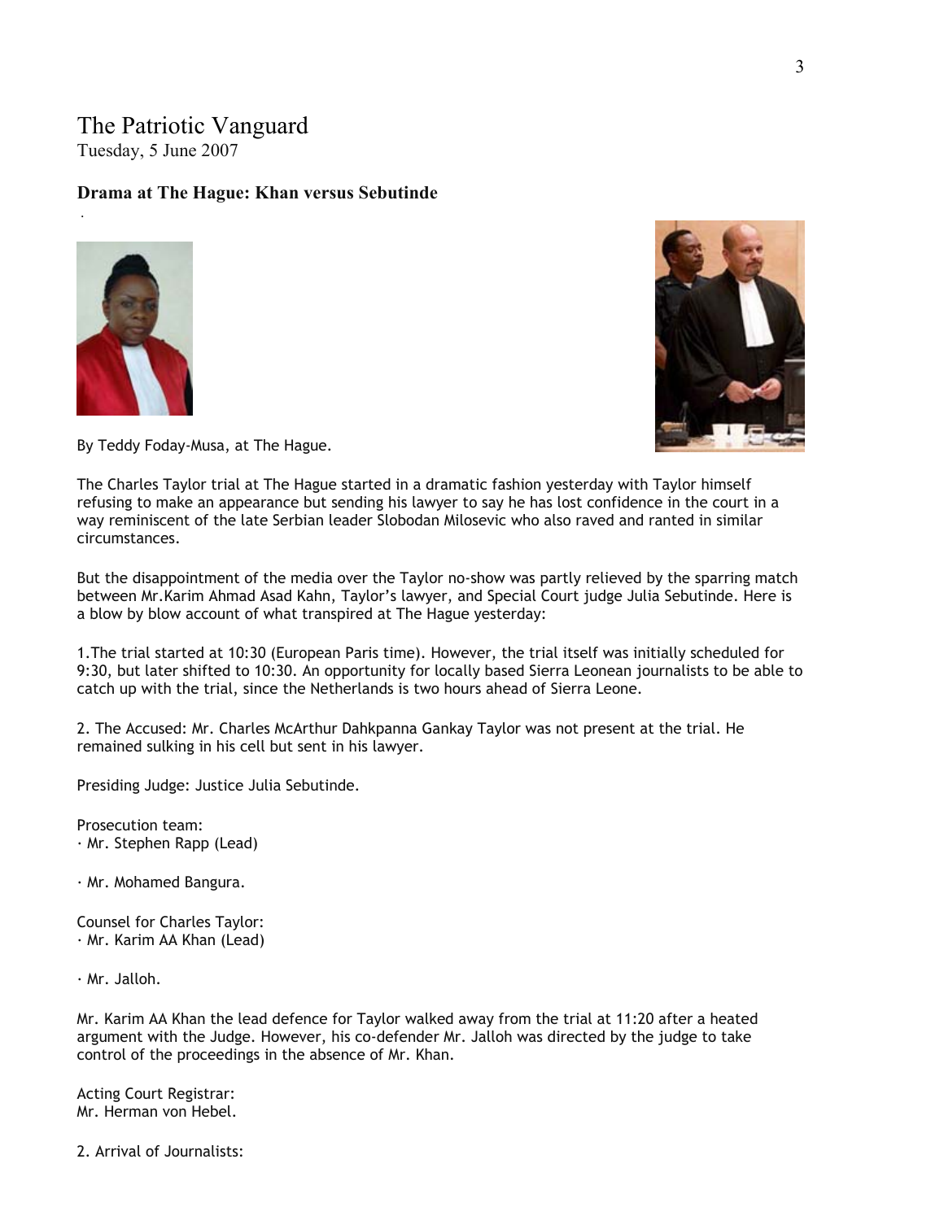# The Patriotic Vanguard

Tuesday, 5 June 2007

### Drama at The Hague: Khan versus Sebutinde

By Teddy Foday-Musa, at The Hague.

The Charles Taylor trial at The Hague started in a dramatic fashion yesterday with Taylor himself refusing to make an appearance but sending his lawyer to say he has lost confidence in the court in a way reminiscent of the late Serbian leader Slobodan Milosevic who also raved and ranted in similar circumstances.

But the disappointment of the media over the Taylor no-show was partly relieved by the sparring match between Mr.Karim Ahmad Asad Kahn, Taylor's lawyer, and Special Court judge Julia Sebutinde. Here is a blow by blow account of what transpired at The Hague yesterday:

1.The trial started at 10:30 (European Paris time). However, the trial itself was initially scheduled for 9:30, but later shifted to 10:30. An opportunity for locally based Sierra Leonean journalists to be able to catch up with the trial, since the Netherlands is two hours ahead of Sierra Leone.

2. The Accused: Mr. Charles McArthur Dahkpanna Gankay Taylor was not present at the trial. He remained sulking in his cell but sent in his lawyer.

Presiding Judge: Justice Julia Sebutinde.

Prosecution team:

· Mr. Stephen Rapp (Lead)

· Mr. Mohamed Bangura.

Counsel for Charles Taylor:

· Mr. Karim AA Khan (Lead)

· Mr. Jalloh.

Mr. Karim AA Khan the lead defence for Taylor walked away from the trial at 11:20 after a heated argument with the Judge. However, his co-defender Mr. Jalloh was directed by the judge to take control of the proceedings in the absence of Mr. Khan.

Acting Court Registrar:

Mr. Herman von Hebel.

2. Arrival of Journalists: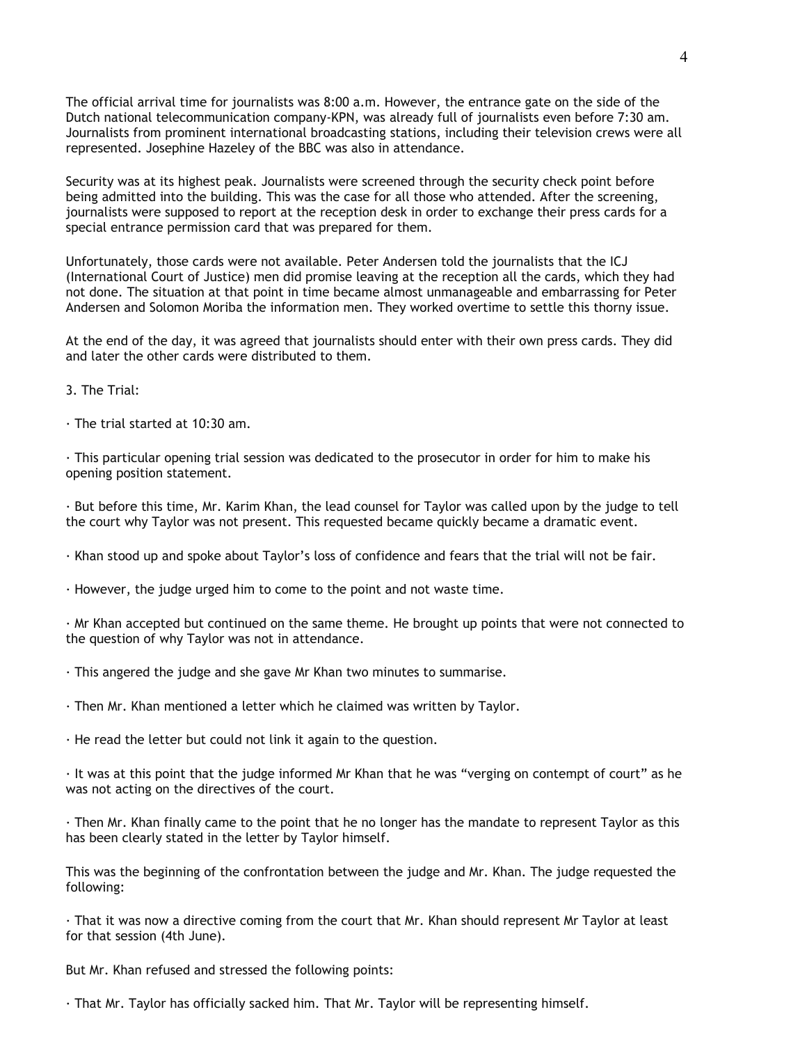The official arrival time for journalists was 8:00 a.m. However, the entrance gate on the side of the Dutch national telecommunication company-KPN, was already full of journalists even before 7:30 am. Journalists from prominent international broadcasting stations, including their television crews were all represented. Josephine Hazeley of the BBC was also in attendance.

Security was at its highest peak. Journalists were screened through the security check point before being admitted into the building. This was the case for all those who attended. After the screening, journalists were supposed to report at the reception desk in order to exchange their press cards for a special entrance permission card that was prepared for them.

Unfortunately, those cards were not available. Peter Andersen told the journalists that the ICJ (International Court of Justice) men did promise leaving at the reception all the cards, which they had not done. The situation at that point in time became almost unmanageable and embarrassing for Peter Andersen and Solomon Moriba the information men. They worked overtime to settle this thorny issue.

At the end of the day, it was agreed that journalists should enter with their own press cards. They did and later the other cards were distributed to them.

3. The Trial:

· The trial started at 10:30 am.

· This particular opening trial session was dedicated to the prosecutor in order for him to make his opening position statement.

· But before this time, Mr. Karim Khan, the lead counsel for Taylor was called upon by the judge to tell the court why Taylor was not present. This requested became quickly became a dramatic event.

· Khan stood up and spoke about Taylor's loss of confidence and fears that the trial will not be fair.

· However, the judge urged him to come to the point and not waste time.

· Mr Khan accepted but continued on the same theme. He brought up points that were not connected to the question of why Taylor was not in attendance.

· This angered the judge and she gave Mr Khan two minutes to summarise.

· Then Mr. Khan mentioned a letter which he claimed was written by Taylor.

· He read the letter but could not link it again to the question.

· It was at this point that the judge informed Mr Khan that he was "verging on contempt of court" as he was not acting on the directives of the court.

· Then Mr. Khan finally came to the point that he no longer has the mandate to represent Taylor as this has been clearly stated in the letter by Taylor himself.

This was the beginning of the confrontation between the judge and Mr. Khan. The judge requested the following:

· That it was now a directive coming from the court that Mr. Khan should represent Mr Taylor at least for that session (4th June).

But Mr. Khan refused and stressed the following points:

· That Mr. Taylor has officially sacked him. That Mr. Taylor will be representing himself.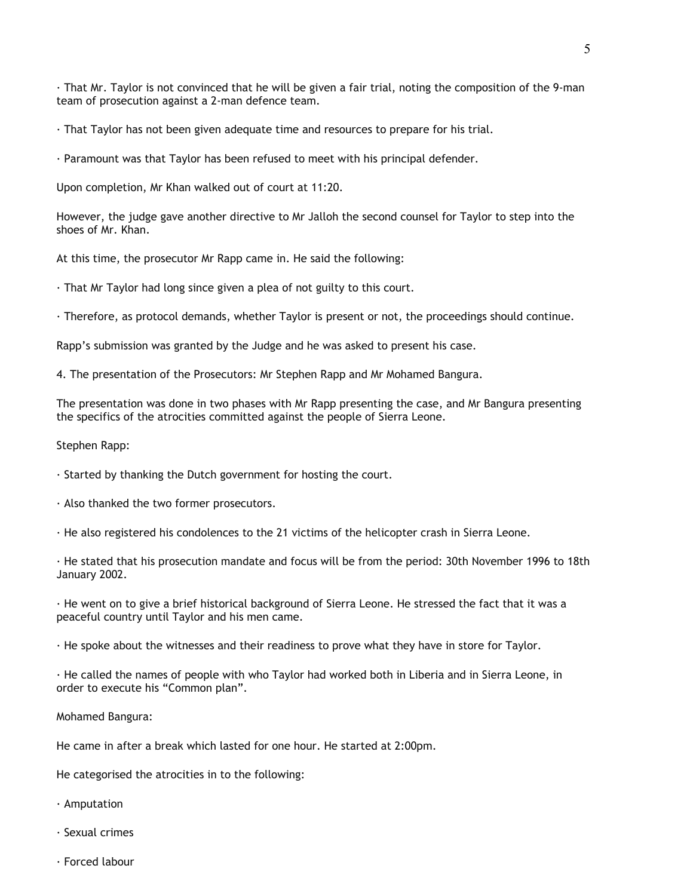- That Mr. Taylor is not convinced that he will be given a fair trial, noting the composition of the 9-man team of prosecution against a 2-man defence team.

- That Taylor has not been given adequate time and resources to prepare for his trial.

- Paramount was that Taylor has been refused to meet with his principal defender.

Upon completion, Mr Khan walked out of court at 11:20.

However, the judge gave another directive to Mr Jalloh the second counsel for Taylor to step into the shoes of Mr. Khan.

At this time, the prosecutor Mr Rapp came in. He said the following:

- That Mr Taylor had long since given a plea of not guilty to this court.

- Therefore, as protocol demands, whether Taylor is present or not, the proceedings should continue.

Rapp's submission was granted by the Judge and he was asked to present his case.

4. The presentation of the Prosecutors: Mr Stephen Rapp and Mr Mohamed Bangura.

The presentation was done in two phases with Mr Rapp presenting the case, and Mr Bangura presenting the specifics of the atrocities committed against the people of Sierra Leone.

Stephen Rapp:

- Started by thanking the Dutch government for hosting the court.

- Also thanked the two former prosecutors.

- He also registered his condolences to the 21 victims of the helicopter crash in Sierra Leone.

- He stated that his prosecution mandate and focus will be from the period: 30th November 1996 to 18th January 2002.

- He went on to give a brief historical background of Sierra Leone. He stressed the fact that it was a peaceful country until Taylor and his men came.

- He spoke about the witnesses and their readiness to prove what they have in store for Taylor.

- He called the names of people with who Taylor had worked both in Liberia and in Sierra Leone, in order to execute his "Common plan".

Mohamed Bangura:

He came in after a break which lasted for one hour. He started at 2:00pm.

He categorised the atrocities in to the following:

- Amputation

- Sexual crimes

- Forced labour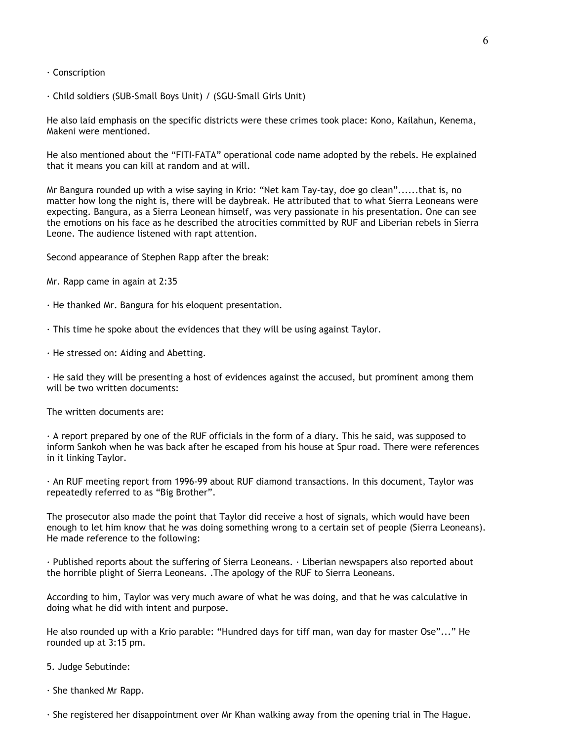· Conscription

· Child soldiers (SUB-Small Boys Unit) / (SGU-Small Girls Unit)

He also laid emphasis on the specific districts were these crimes took place: Kono, Kailahun, Kenema, Makeni were mentioned.

He also mentioned about the "FITI-FATA" operational code name adopted by the rebels. He explained that it means you can kill at random and at will.

Mr Bangura rounded up with a wise saying in Krio: "Net kam Tay-tay, doe go clean"......that is, no matter how long the night is, there will be daybreak. He attributed that to what Sierra Leoneans were expecting. Bangura, as a Sierra Leonean himself, was very passionate in his presentation. One can see the emotions on his face as he described the atrocities committed by RUF and Liberian rebels in Sierra Leone. The audience listened with rapt attention.

Second appearance of Stephen Rapp after the break:

Mr. Rapp came in again at 2:35

· He thanked Mr. Bangura for his eloquent presentation.

· This time he spoke about the evidences that they will be using against Taylor.

· He stressed on: Aiding and Abetting.

· He said they will be presenting a host of evidences against the accused, but prominent among them will be two written documents:

The written documents are:

· A report prepared by one of the RUF officials in the form of a diary. This he said, was supposed to inform Sankoh when he was back after he escaped from his house at Spur road. There were references in it linking Taylor.

· An RUF meeting report from 1996-99 about RUF diamond transactions. In this document, Taylor was repeatedly referred to as "Big Brother".

The prosecutor also made the point that Taylor did receive a host of signals, which would have been enough to let him know that he was doing something wrong to a certain set of people (Sierra Leoneans). He made reference to the following:

· Published reports about the suffering of Sierra Leoneans. · Liberian newspapers also reported about the horrible plight of Sierra Leoneans. .The apology of the RUF to Sierra Leoneans.

According to him, Taylor was very much aware of what he was doing, and that he was calculative in doing what he did with intent and purpose.

He also rounded up with a Krio parable: "Hundred days for tiff man, wan day for master Ose"..." He rounded up at 3:15 pm.

5. Judge Sebutinde:

· She thanked Mr Rapp.

· She registered her disappointment over Mr Khan walking away from the opening trial in The Hague.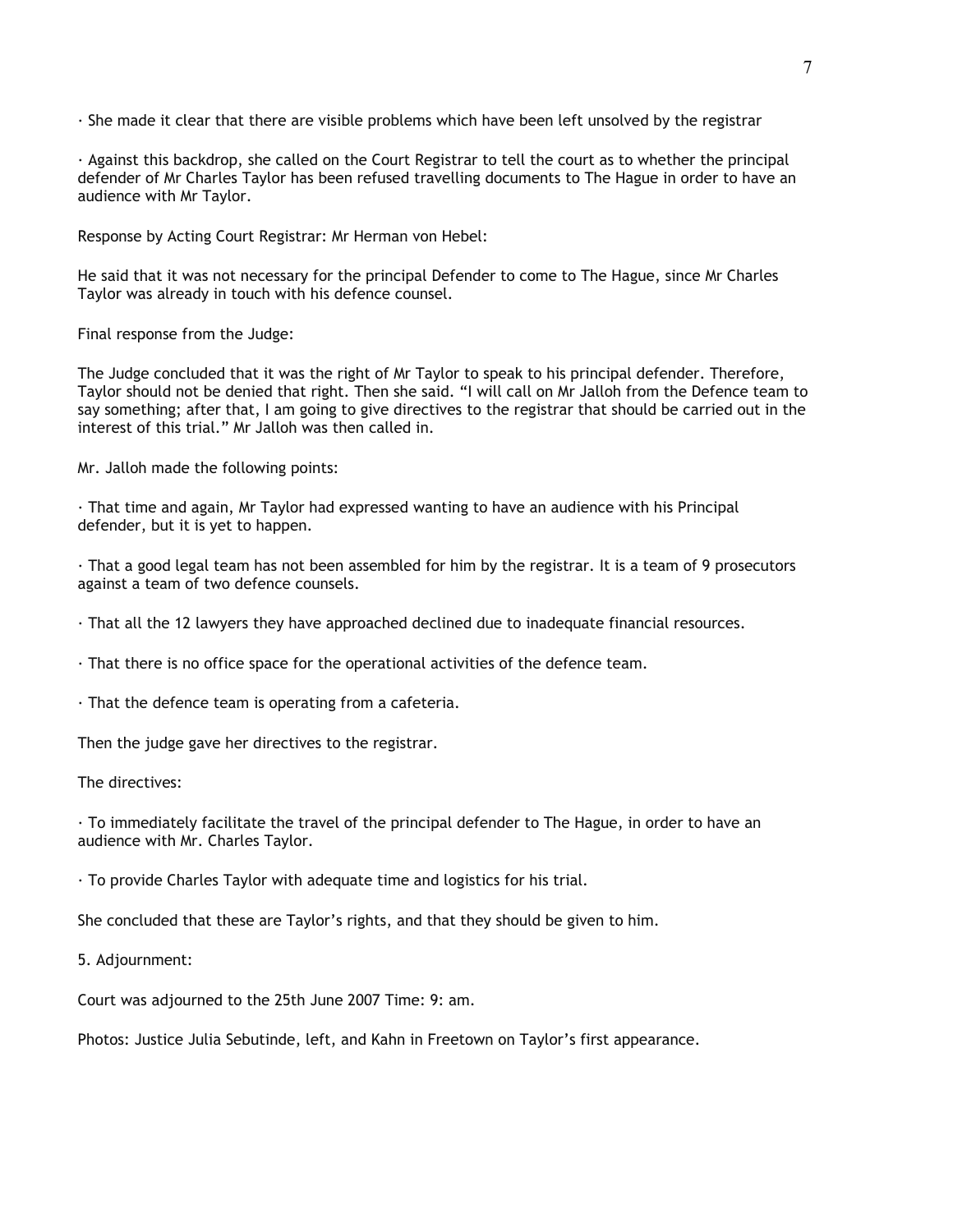· She made it clear that there are visible problems which have been left unsolved by the registrar

· Against this backdrop, she called on the Court Registrar to tell the court as to whether the principal defender of Mr Charles Taylor has been refused travelling documents to The Hague in order to have an audience with Mr Taylor.

Response by Acting Court Registrar: Mr Herman von Hebel:

He said that it was not necessary for the principal Defender to come to The Hague, since Mr Charles Taylor was already in touch with his defence counsel.

Final response from the Judge:

The Judge concluded that it was the right of Mr Taylor to speak to his principal defender. Therefore, Taylor should not be denied that right. Then she said. "I will call on Mr Jalloh from the Defence team to say something; after that, I am going to give directives to the registrar that should be carried out in the interest of this trial." Mr Jalloh was then called in.

Mr. Jalloh made the following points:

· That time and again, Mr Taylor had expressed wanting to have an audience with his Principal defender, but it is yet to happen.

· That a good legal team has not been assembled for him by the registrar. It is a team of 9 prosecutors against a team of two defence counsels.

· That all the 12 lawyers they have approached declined due to inadequate financial resources.

· That there is no office space for the operational activities of the defence team.

· That the defence team is operating from a cafeteria.

Then the judge gave her directives to the registrar.

The directives:

· To immediately facilitate the travel of the principal defender to The Hague, in order to have an audience with Mr. Charles Taylor.

· To provide Charles Taylor with adequate time and logistics for his trial.

She concluded that these are Taylor's rights, and that they should be given to him.

5. Adjournment:

Court was adjourned to the 25th June 2007 Time: 9: am.

Photos: Justice Julia Sebutinde, left, and Kahn in Freetown on Taylor's first appearance.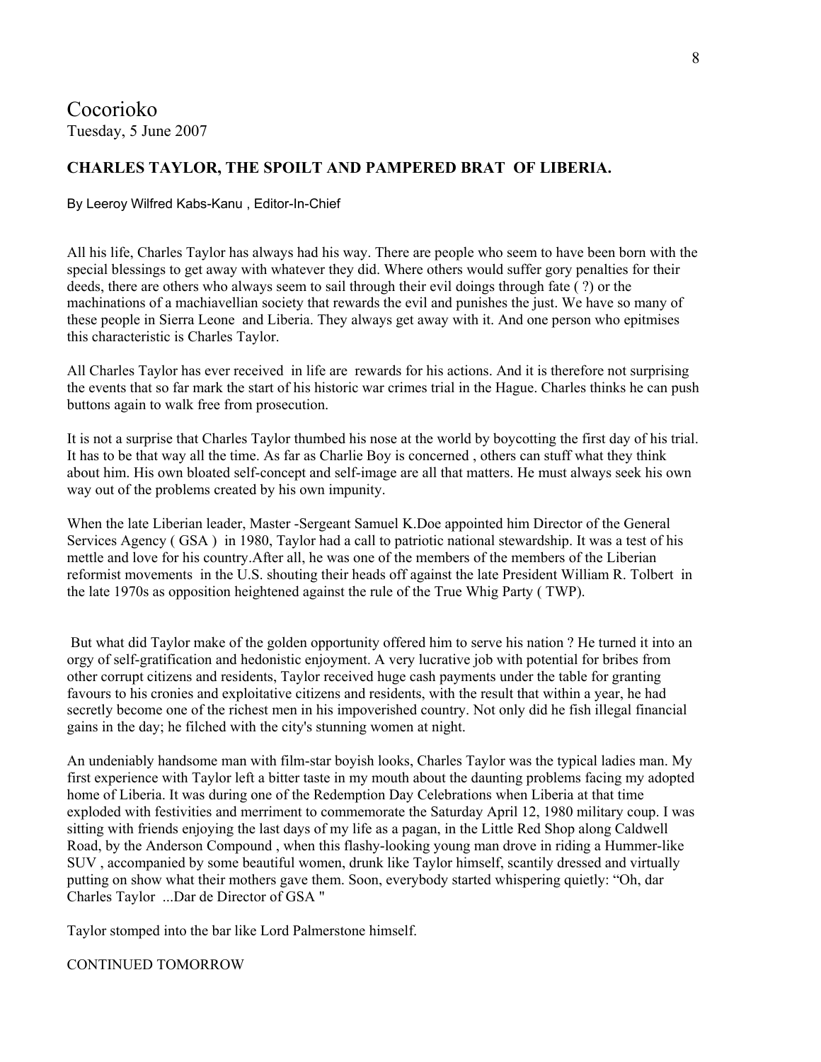Cocorioko
Tuesday, 5 June 2007

**CHARLES TAYLOR, THE SPOILT AND PAMPERED BRAT OF LIBERIA.**

By Leeroy Wilfred Kabs-Kanu , Editor-In-Chief

All his life, Charles Taylor has always had his way. There are people who seem to have been born with the special blessings to get away with whatever they did. Where others would suffer gory penalties for their deeds, there are others who always seem to sail through their evil doings through fate ( ?) or the machinations of a machiavellian society that rewards the evil and punishes the just. We have so many of these people in Sierra Leone and Liberia. They always get away with it. And one person who epitmises this characteristic is Charles Taylor.

All Charles Taylor has ever received in life are rewards for his actions. And it is therefore not surprising the events that so far mark the start of his historic war crimes trial in the Hague. Charles thinks he can push buttons again to walk free from prosecution.

It is not a surprise that Charles Taylor thumbed his nose at the world by boycotting the first day of his trial. It has to be that way all the time. As far as Charlie Boy is concerned , others can stuff what they think about him. His own bloated self-concept and self-image are all that matters. He must always seek his own way out of the problems created by his own impunity.

When the late Liberian leader, Master -Sergeant Samuel K.Doe appointed him Director of the General Services Agency ( GSA ) in 1980, Taylor had a call to patriotic national stewardship. It was a test of his mettle and love for his country.After all, he was one of the members of the members of the Liberian reformist movements in the U.S. shouting their heads off against the late President William R. Tolbert in the late 1970s as opposition heightened against the rule of the True Whig Party ( TWP).

But what did Taylor make of the golden opportunity offered him to serve his nation ? He turned it into an orgy of self-gratification and hedonistic enjoyment. A very lucrative job with potential for bribes from other corrupt citizens and residents, Taylor received huge cash payments under the table for granting favours to his cronies and exploitative citizens and residents, with the result that within a year, he had secretly become one of the richest men in his impoverished country. Not only did he fish illegal financial gains in the day; he filched with the city's stunning women at night.

An undeniably handsome man with film-star boyish looks, Charles Taylor was the typical ladies man. My first experience with Taylor left a bitter taste in my mouth about the daunting problems facing my adopted home of Liberia. It was during one of the Redemption Day Celebrations when Liberia at that time exploded with festivities and merriment to commemorate the Saturday April 12, 1980 military coup. I was sitting with friends enjoying the last days of my life as a pagan, in the Little Red Shop along Caldwell Road, by the Anderson Compound , when this flashy-looking young man drove in riding a Hummer-like SUV , accompanied by some beautiful women, drunk like Taylor himself, scantily dressed and virtually putting on show what their mothers gave them. Soon, everybody started whispering quietly: “Oh, dar Charles Taylor ...Dar de Director of GSA "

Taylor stomped into the bar like Lord Palmerstone himself.

CONTINUED TOMORROW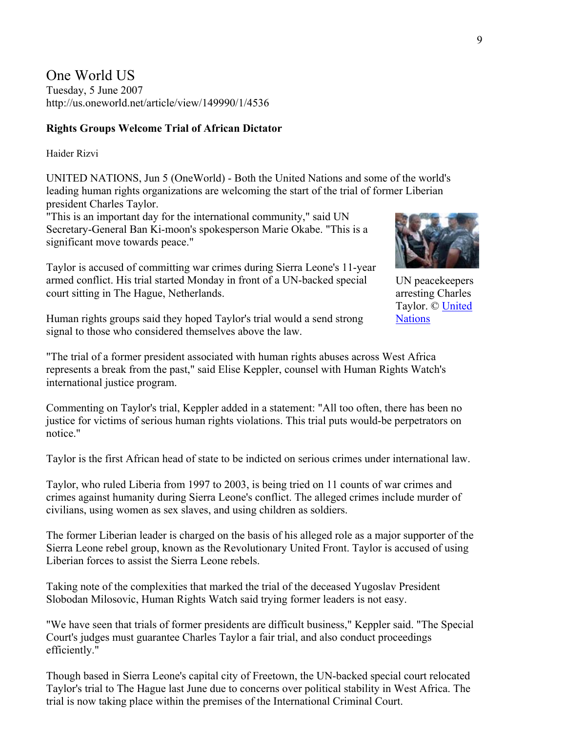One World US
Tuesday, 5 June 2007
http://us.oneworld.net/article/view/149990/1/4536

**Rights Groups Welcome Trial of African Dictator**

Haider Rizvi

UNITED NATIONS, Jun 5 (OneWorld) - Both the United Nations and some of the world's leading human rights organizations are welcoming the start of the trial of former Liberian president Charles Taylor.

"This is an important day for the international community," said UN Secretary-General Ban Ki-moon's spokesperson Marie Okabe. "This is a significant move towards peace."

UN peacekeepers arresting Charles Taylor. © United Nations

Taylor is accused of committing war crimes during Sierra Leone's 11-year armed conflict. His trial started Monday in front of a UN-backed special court sitting in The Hague, Netherlands.

Human rights groups said they hoped Taylor's trial would a send strong signal to those who considered themselves above the law.

"The trial of a former president associated with human rights abuses across West Africa represents a break from the past," said Elise Keppler, counsel with Human Rights Watch's international justice program.

Commenting on Taylor's trial, Keppler added in a statement: "All too often, there has been no justice for victims of serious human rights violations. This trial puts would-be perpetrators on notice."

Taylor is the first African head of state to be indicted on serious crimes under international law.

Taylor, who ruled Liberia from 1997 to 2003, is being tried on 11 counts of war crimes and crimes against humanity during Sierra Leone's conflict. The alleged crimes include murder of civilians, using women as sex slaves, and using children as soldiers.

The former Liberian leader is charged on the basis of his alleged role as a major supporter of the Sierra Leone rebel group, known as the Revolutionary United Front. Taylor is accused of using Liberian forces to assist the Sierra Leone rebels.

Taking note of the complexities that marked the trial of the deceased Yugoslav President Slobodan Milosovic, Human Rights Watch said trying former leaders is not easy.

"We have seen that trials of former presidents are difficult business," Keppler said. "The Special Court's judges must guarantee Charles Taylor a fair trial, and also conduct proceedings efficiently."

Though based in Sierra Leone's capital city of Freetown, the UN-backed special court relocated Taylor's trial to The Hague last June due to concerns over political stability in West Africa. The trial is now taking place within the premises of the International Criminal Court.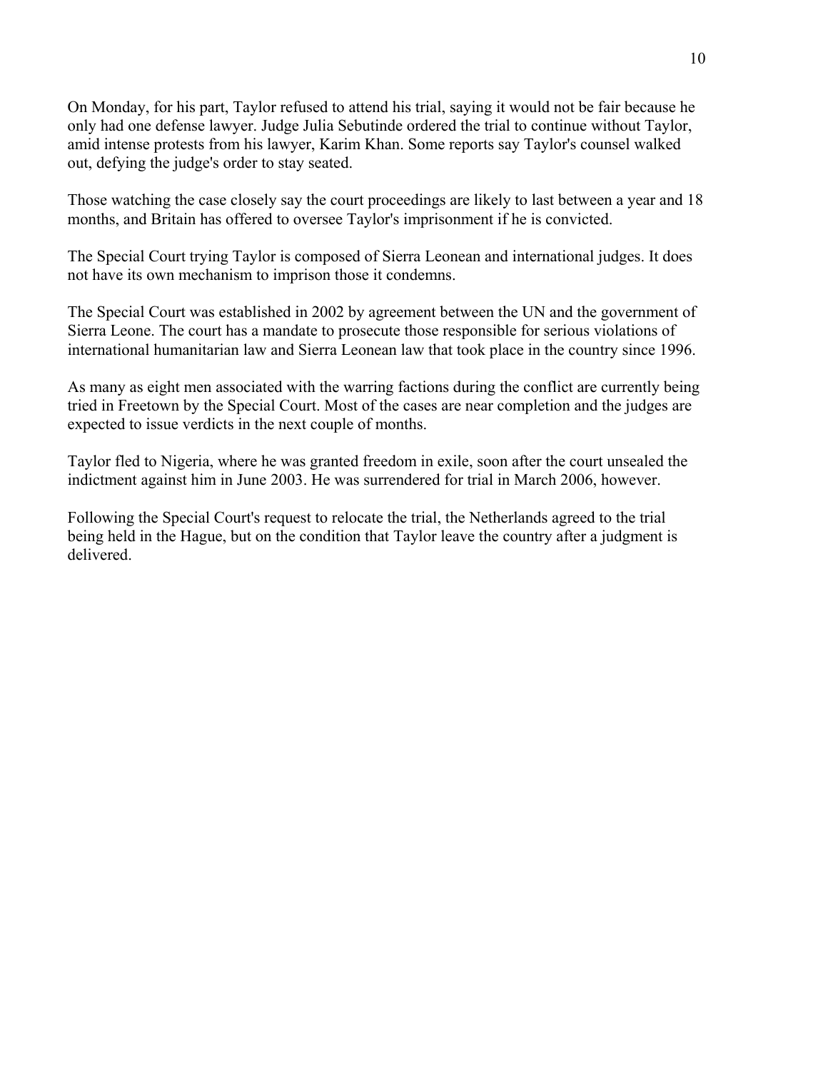On Monday, for his part, Taylor refused to attend his trial, saying it would not be fair because he only had one defense lawyer. Judge Julia Sebutinde ordered the trial to continue without Taylor, amid intense protests from his lawyer, Karim Khan. Some reports say Taylor's counsel walked out, defying the judge's order to stay seated.

Those watching the case closely say the court proceedings are likely to last between a year and 18 months, and Britain has offered to oversee Taylor's imprisonment if he is convicted.

The Special Court trying Taylor is composed of Sierra Leonean and international judges. It does not have its own mechanism to imprison those it condemns.

The Special Court was established in 2002 by agreement between the UN and the government of Sierra Leone. The court has a mandate to prosecute those responsible for serious violations of international humanitarian law and Sierra Leonean law that took place in the country since 1996.

As many as eight men associated with the warring factions during the conflict are currently being tried in Freetown by the Special Court. Most of the cases are near completion and the judges are expected to issue verdicts in the next couple of months.

Taylor fled to Nigeria, where he was granted freedom in exile, soon after the court unsealed the indictment against him in June 2003. He was surrendered for trial in March 2006, however.

Following the Special Court's request to relocate the trial, the Netherlands agreed to the trial being held in the Hague, but on the condition that Taylor leave the country after a judgment is delivered.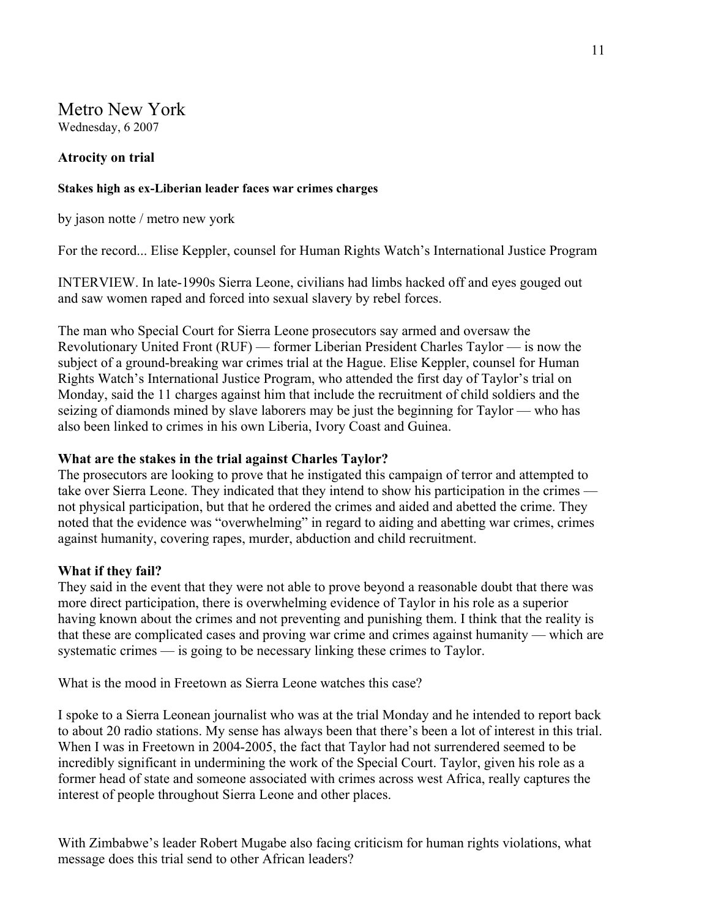# Metro New York

Wednesday, 6 2007

**Atrocity on trial**

**Stakes high as ex-Liberian leader faces war crimes charges**

by jason notte / metro new york

For the record... Elise Keppler, counsel for Human Rights Watch's International Justice Program

INTERVIEW. In late-1990s Sierra Leone, civilians had limbs hacked off and eyes gouged out and saw women raped and forced into sexual slavery by rebel forces.

The man who Special Court for Sierra Leone prosecutors say armed and oversaw the Revolutionary United Front (RUF) — former Liberian President Charles Taylor — is now the subject of a ground-breaking war crimes trial at the Hague. Elise Keppler, counsel for Human Rights Watch's International Justice Program, who attended the first day of Taylor's trial on Monday, said the 11 charges against him that include the recruitment of child soldiers and the seizing of diamonds mined by slave laborers may be just the beginning for Taylor — who has also been linked to crimes in his own Liberia, Ivory Coast and Guinea.

**What are the stakes in the trial against Charles Taylor?**

The prosecutors are looking to prove that he instigated this campaign of terror and attempted to take over Sierra Leone. They indicated that they intend to show his participation in the crimes — not physical participation, but that he ordered the crimes and aided and abetted the crime. They noted that the evidence was "overwhelming" in regard to aiding and abetting war crimes, crimes against humanity, covering rapes, murder, abduction and child recruitment.

**What if they fail?**

They said in the event that they were not able to prove beyond a reasonable doubt that there was more direct participation, there is overwhelming evidence of Taylor in his role as a superior having known about the crimes and not preventing and punishing them. I think that the reality is that these are complicated cases and proving war crime and crimes against humanity — which are systematic crimes — is going to be necessary linking these crimes to Taylor.

What is the mood in Freetown as Sierra Leone watches this case?

I spoke to a Sierra Leonean journalist who was at the trial Monday and he intended to report back to about 20 radio stations. My sense has always been that there's been a lot of interest in this trial. When I was in Freetown in 2004-2005, the fact that Taylor had not surrendered seemed to be incredibly significant in undermining the work of the Special Court. Taylor, given his role as a former head of state and someone associated with crimes across west Africa, really captures the interest of people throughout Sierra Leone and other places.

With Zimbabwe's leader Robert Mugabe also facing criticism for human rights violations, what message does this trial send to other African leaders?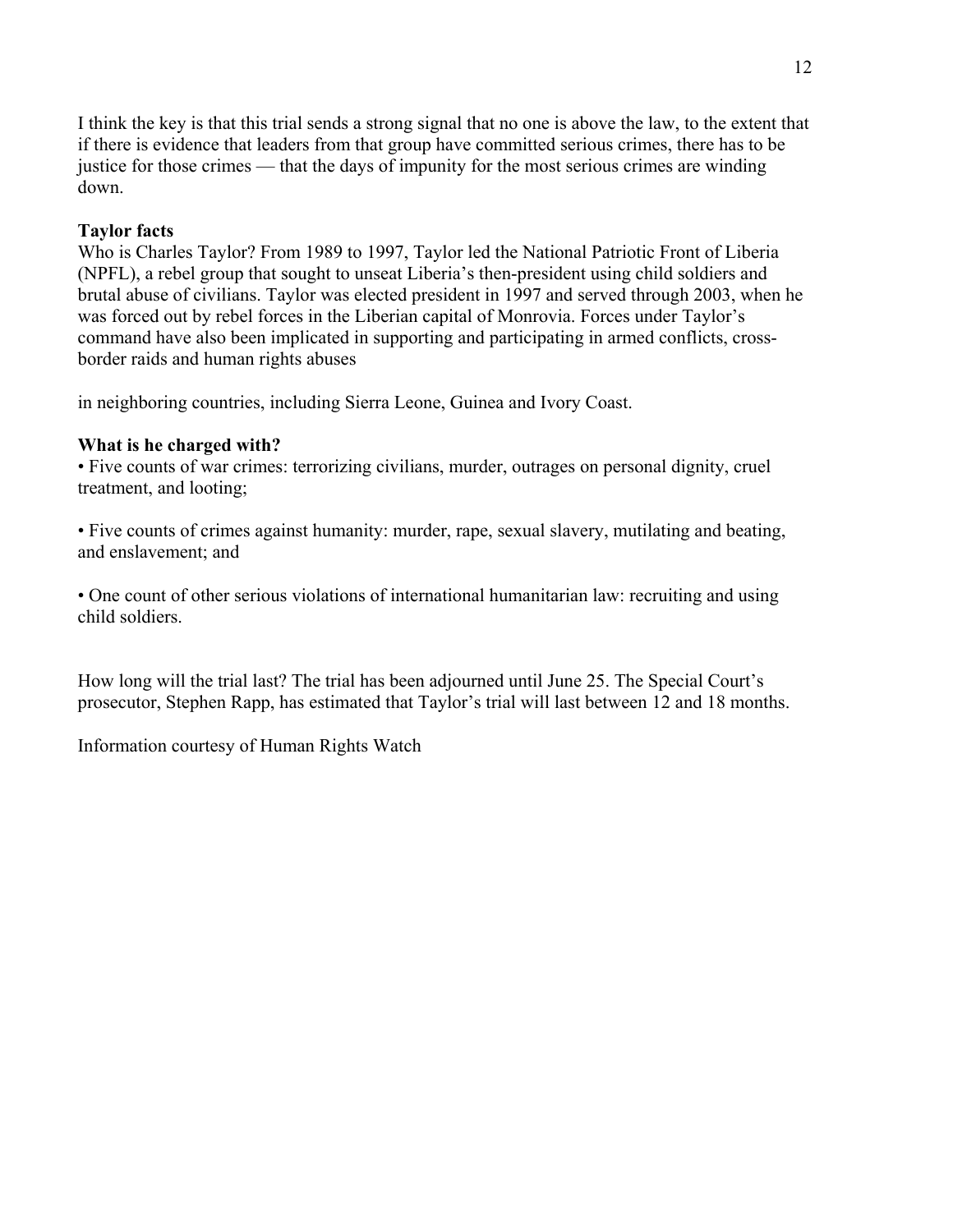I think the key is that this trial sends a strong signal that no one is above the law, to the extent that if there is evidence that leaders from that group have committed serious crimes, there has to be justice for those crimes — that the days of impunity for the most serious crimes are winding down.

**Taylor facts**

Who is Charles Taylor? From 1989 to 1997, Taylor led the National Patriotic Front of Liberia (NPFL), a rebel group that sought to unseat Liberia's then-president using child soldiers and brutal abuse of civilians. Taylor was elected president in 1997 and served through 2003, when he was forced out by rebel forces in the Liberian capital of Monrovia. Forces under Taylor's command have also been implicated in supporting and participating in armed conflicts, cross-border raids and human rights abuses

in neighboring countries, including Sierra Leone, Guinea and Ivory Coast.

**What is he charged with?**

- Five counts of war crimes: terrorizing civilians, murder, outrages on personal dignity, cruel treatment, and looting;

- Five counts of crimes against humanity: murder, rape, sexual slavery, mutilating and beating, and enslavement; and

- One count of other serious violations of international humanitarian law: recruiting and using child soldiers.

How long will the trial last? The trial has been adjourned until June 25. The Special Court's prosecutor, Stephen Rapp, has estimated that Taylor's trial will last between 12 and 18 months.

Information courtesy of Human Rights Watch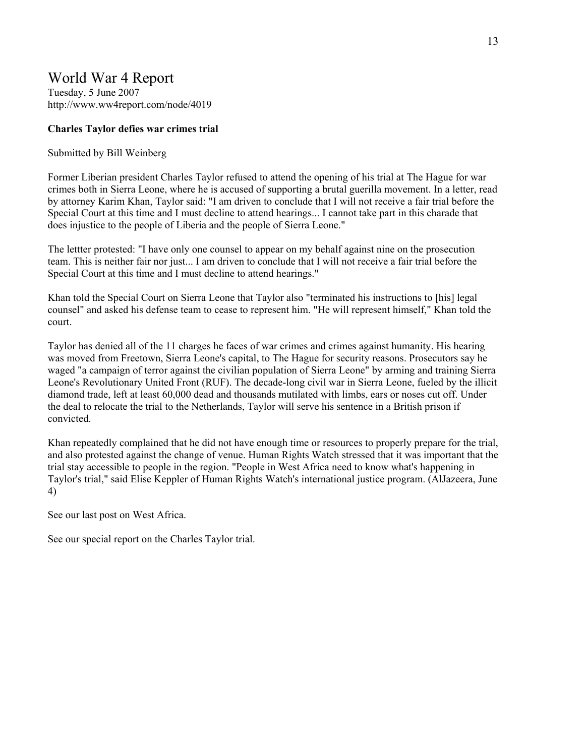# World War 4 Report

Tuesday, 5 June 2007
http://www.ww4report.com/node/4019

**Charles Taylor defies war crimes trial**

Submitted by Bill Weinberg

Former Liberian president Charles Taylor refused to attend the opening of his trial at The Hague for war crimes both in Sierra Leone, where he is accused of supporting a brutal guerilla movement. In a letter, read by attorney Karim Khan, Taylor said: "I am driven to conclude that I will not receive a fair trial before the Special Court at this time and I must decline to attend hearings... I cannot take part in this charade that does injustice to the people of Liberia and the people of Sierra Leone."

The lettter protested: "I have only one counsel to appear on my behalf against nine on the prosecution team. This is neither fair nor just... I am driven to conclude that I will not receive a fair trial before the Special Court at this time and I must decline to attend hearings."

Khan told the Special Court on Sierra Leone that Taylor also "terminated his instructions to [his] legal counsel" and asked his defense team to cease to represent him. "He will represent himself," Khan told the court.

Taylor has denied all of the 11 charges he faces of war crimes and crimes against humanity. His hearing was moved from Freetown, Sierra Leone's capital, to The Hague for security reasons. Prosecutors say he waged "a campaign of terror against the civilian population of Sierra Leone" by arming and training Sierra Leone's Revolutionary United Front (RUF). The decade-long civil war in Sierra Leone, fueled by the illicit diamond trade, left at least 60,000 dead and thousands mutilated with limbs, ears or noses cut off. Under the deal to relocate the trial to the Netherlands, Taylor will serve his sentence in a British prison if convicted.

Khan repeatedly complained that he did not have enough time or resources to properly prepare for the trial, and also protested against the change of venue. Human Rights Watch stressed that it was important that the trial stay accessible to people in the region. "People in West Africa need to know what's happening in Taylor's trial," said Elise Keppler of Human Rights Watch's international justice program. (AlJazeera, June 4)

See our last post on West Africa.

See our special report on the Charles Taylor trial.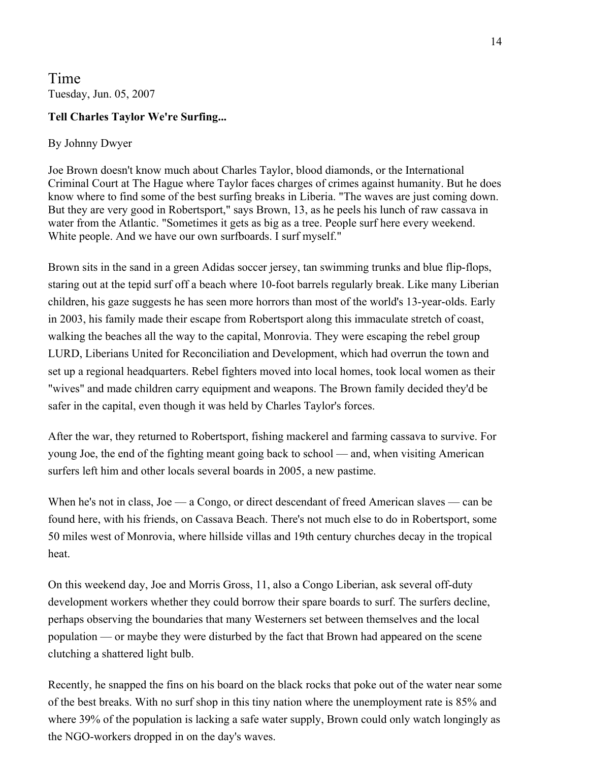# Time

Tuesday, Jun. 05, 2007

**Tell Charles Taylor We're Surfing...**

By Johnny Dwyer

Joe Brown doesn't know much about Charles Taylor, blood diamonds, or the International Criminal Court at The Hague where Taylor faces charges of crimes against humanity. But he does know where to find some of the best surfing breaks in Liberia. "The waves are just coming down. But they are very good in Robertsport," says Brown, 13, as he peels his lunch of raw cassava in water from the Atlantic. "Sometimes it gets as big as a tree. People surf here every weekend. White people. And we have our own surfboards. I surf myself."

Brown sits in the sand in a green Adidas soccer jersey, tan swimming trunks and blue flip-flops, staring out at the tepid surf off a beach where 10-foot barrels regularly break. Like many Liberian children, his gaze suggests he has seen more horrors than most of the world's 13-year-olds. Early in 2003, his family made their escape from Robertsport along this immaculate stretch of coast, walking the beaches all the way to the capital, Monrovia. They were escaping the rebel group LURD, Liberians United for Reconciliation and Development, which had overrun the town and set up a regional headquarters. Rebel fighters moved into local homes, took local women as their "wives" and made children carry equipment and weapons. The Brown family decided they'd be safer in the capital, even though it was held by Charles Taylor's forces.

After the war, they returned to Robertsport, fishing mackerel and farming cassava to survive. For young Joe, the end of the fighting meant going back to school — and, when visiting American surfers left him and other locals several boards in 2005, a new pastime.

When he's not in class, Joe — a Congo, or direct descendant of freed American slaves — can be found here, with his friends, on Cassava Beach. There's not much else to do in Robertsport, some 50 miles west of Monrovia, where hillside villas and 19th century churches decay in the tropical heat.

On this weekend day, Joe and Morris Gross, 11, also a Congo Liberian, ask several off-duty development workers whether they could borrow their spare boards to surf. The surfers decline, perhaps observing the boundaries that many Westerners set between themselves and the local population — or maybe they were disturbed by the fact that Brown had appeared on the scene clutching a shattered light bulb.

Recently, he snapped the fins on his board on the black rocks that poke out of the water near some of the best breaks. With no surf shop in this tiny nation where the unemployment rate is 85% and where 39% of the population is lacking a safe water supply, Brown could only watch longingly as the NGO-workers dropped in on the day's waves.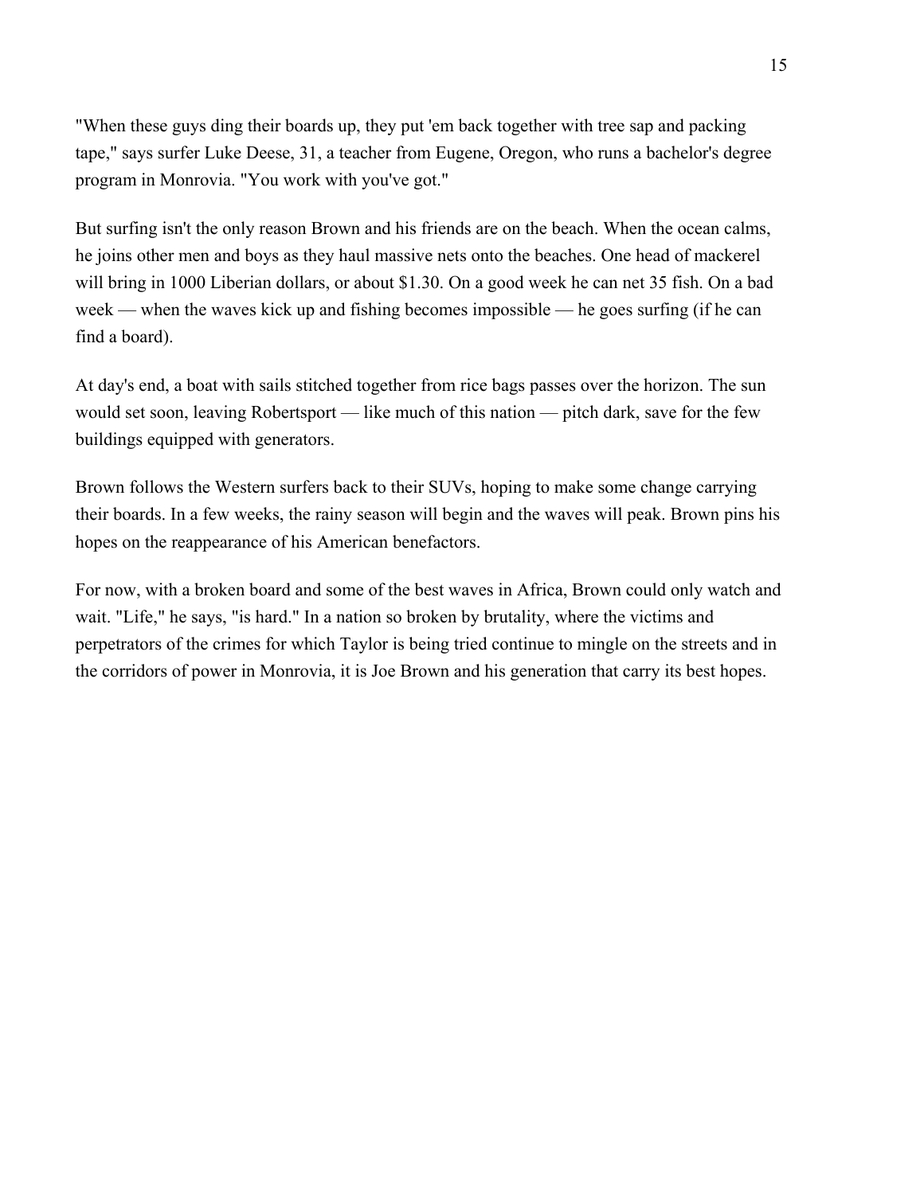"When these guys ding their boards up, they put 'em back together with tree sap and packing tape," says surfer Luke Deese, 31, a teacher from Eugene, Oregon, who runs a bachelor's degree program in Monrovia. "You work with you've got."

But surfing isn't the only reason Brown and his friends are on the beach. When the ocean calms, he joins other men and boys as they haul massive nets onto the beaches. One head of mackerel will bring in 1000 Liberian dollars, or about $1.30. On a good week he can net 35 fish. On a bad week — when the waves kick up and fishing becomes impossible — he goes surfing (if he can find a board).

At day's end, a boat with sails stitched together from rice bags passes over the horizon. The sun would set soon, leaving Robertsport — like much of this nation — pitch dark, save for the few buildings equipped with generators.

Brown follows the Western surfers back to their SUVs, hoping to make some change carrying their boards. In a few weeks, the rainy season will begin and the waves will peak. Brown pins his hopes on the reappearance of his American benefactors.

For now, with a broken board and some of the best waves in Africa, Brown could only watch and wait. "Life," he says, "is hard." In a nation so broken by brutality, where the victims and perpetrators of the crimes for which Taylor is being tried continue to mingle on the streets and in the corridors of power in Monrovia, it is Joe Brown and his generation that carry its best hopes.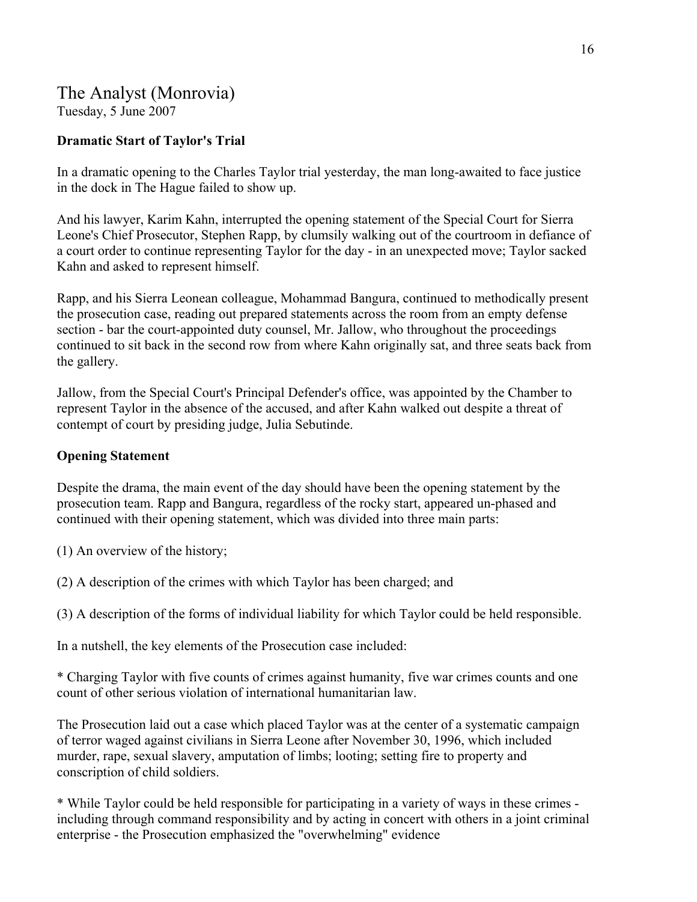## The Analyst (Monrovia)
Tuesday, 5 June 2007

**Dramatic Start of Taylor's Trial**

In a dramatic opening to the Charles Taylor trial yesterday, the man long-awaited to face justice in the dock in The Hague failed to show up.

And his lawyer, Karim Kahn, interrupted the opening statement of the Special Court for Sierra Leone's Chief Prosecutor, Stephen Rapp, by clumsily walking out of the courtroom in defiance of a court order to continue representing Taylor for the day - in an unexpected move; Taylor sacked Kahn and asked to represent himself.

Rapp, and his Sierra Leonean colleague, Mohammad Bangura, continued to methodically present the prosecution case, reading out prepared statements across the room from an empty defense section - bar the court-appointed duty counsel, Mr. Jallow, who throughout the proceedings continued to sit back in the second row from where Kahn originally sat, and three seats back from the gallery.

Jallow, from the Special Court's Principal Defender's office, was appointed by the Chamber to represent Taylor in the absence of the accused, and after Kahn walked out despite a threat of contempt of court by presiding judge, Julia Sebutinde.

**Opening Statement**

Despite the drama, the main event of the day should have been the opening statement by the prosecution team. Rapp and Bangura, regardless of the rocky start, appeared un-phased and continued with their opening statement, which was divided into three main parts:

(1) An overview of the history;

(2) A description of the crimes with which Taylor has been charged; and

(3) A description of the forms of individual liability for which Taylor could be held responsible.

In a nutshell, the key elements of the Prosecution case included:

* Charging Taylor with five counts of crimes against humanity, five war crimes counts and one count of other serious violation of international humanitarian law.

The Prosecution laid out a case which placed Taylor was at the center of a systematic campaign of terror waged against civilians in Sierra Leone after November 30, 1996, which included murder, rape, sexual slavery, amputation of limbs; looting; setting fire to property and conscription of child soldiers.

* While Taylor could be held responsible for participating in a variety of ways in these crimes - including through command responsibility and by acting in concert with others in a joint criminal enterprise - the Prosecution emphasized the "overwhelming" evidence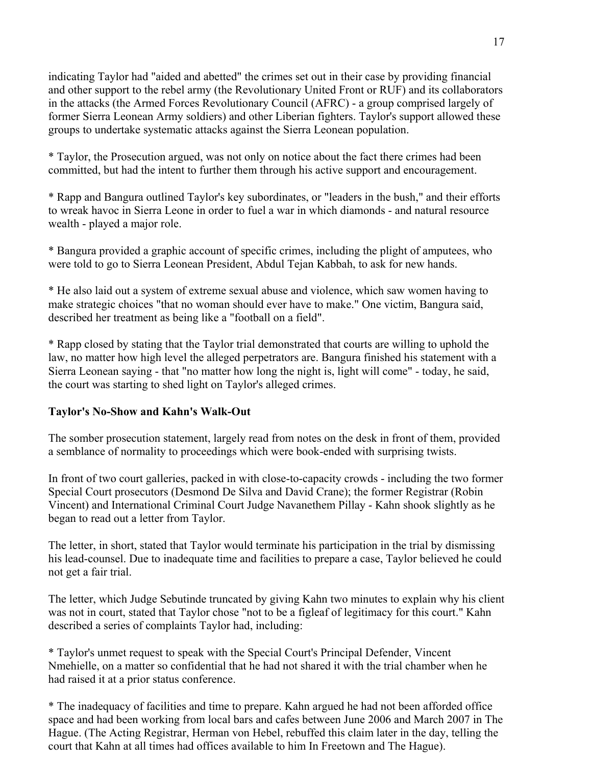indicating Taylor had "aided and abetted" the crimes set out in their case by providing financial and other support to the rebel army (the Revolutionary United Front or RUF) and its collaborators in the attacks (the Armed Forces Revolutionary Council (AFRC) - a group comprised largely of former Sierra Leonean Army soldiers) and other Liberian fighters. Taylor's support allowed these groups to undertake systematic attacks against the Sierra Leonean population.

* Taylor, the Prosecution argued, was not only on notice about the fact there crimes had been committed, but had the intent to further them through his active support and encouragement.

* Rapp and Bangura outlined Taylor's key subordinates, or "leaders in the bush," and their efforts to wreak havoc in Sierra Leone in order to fuel a war in which diamonds - and natural resource wealth - played a major role.

* Bangura provided a graphic account of specific crimes, including the plight of amputees, who were told to go to Sierra Leonean President, Abdul Tejan Kabbah, to ask for new hands.

* He also laid out a system of extreme sexual abuse and violence, which saw women having to make strategic choices "that no woman should ever have to make." One victim, Bangura said, described her treatment as being like a "football on a field".

* Rapp closed by stating that the Taylor trial demonstrated that courts are willing to uphold the law, no matter how high level the alleged perpetrators are. Bangura finished his statement with a Sierra Leonean saying - that "no matter how long the night is, light will come" - today, he said, the court was starting to shed light on Taylor's alleged crimes.

**Taylor's No-Show and Kahn's Walk-Out**

The somber prosecution statement, largely read from notes on the desk in front of them, provided a semblance of normality to proceedings which were book-ended with surprising twists.

In front of two court galleries, packed in with close-to-capacity crowds - including the two former Special Court prosecutors (Desmond De Silva and David Crane); the former Registrar (Robin Vincent) and International Criminal Court Judge Navanethem Pillay - Kahn shook slightly as he began to read out a letter from Taylor.

The letter, in short, stated that Taylor would terminate his participation in the trial by dismissing his lead-counsel. Due to inadequate time and facilities to prepare a case, Taylor believed he could not get a fair trial.

The letter, which Judge Sebutinde truncated by giving Kahn two minutes to explain why his client was not in court, stated that Taylor chose "not to be a figleaf of legitimacy for this court." Kahn described a series of complaints Taylor had, including:

* Taylor's unmet request to speak with the Special Court's Principal Defender, Vincent Nmehielle, on a matter so confidential that he had not shared it with the trial chamber when he had raised it at a prior status conference.

* The inadequacy of facilities and time to prepare. Kahn argued he had not been afforded office space and had been working from local bars and cafes between June 2006 and March 2007 in The Hague. (The Acting Registrar, Herman von Hebel, rebuffed this claim later in the day, telling the court that Kahn at all times had offices available to him In Freetown and The Hague).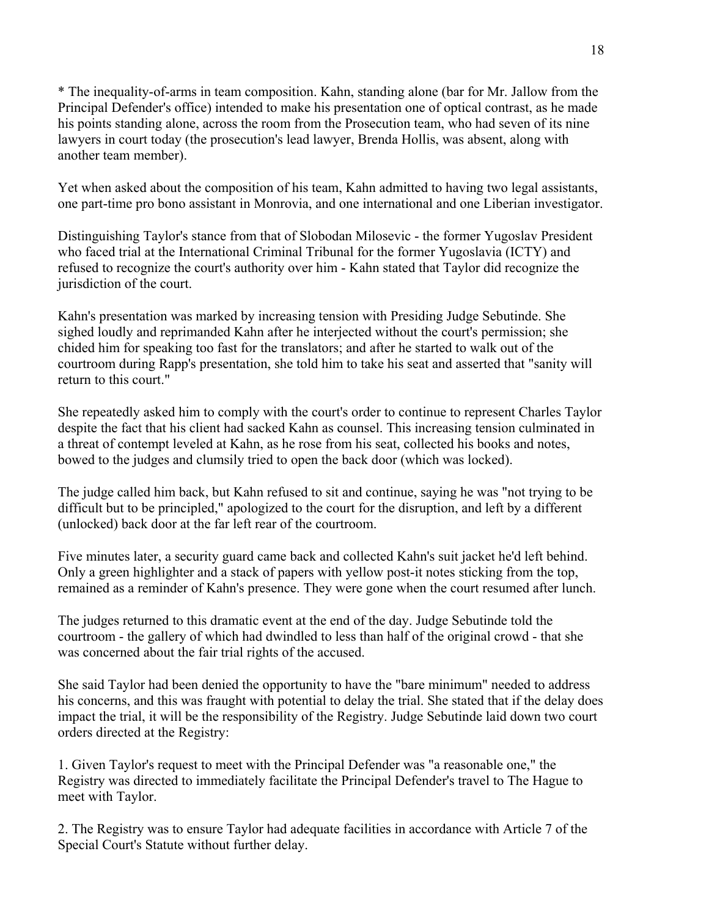* The inequality-of-arms in team composition. Kahn, standing alone (bar for Mr. Jallow from the Principal Defender's office) intended to make his presentation one of optical contrast, as he made his points standing alone, across the room from the Prosecution team, who had seven of its nine lawyers in court today (the prosecution's lead lawyer, Brenda Hollis, was absent, along with another team member).

Yet when asked about the composition of his team, Kahn admitted to having two legal assistants, one part-time pro bono assistant in Monrovia, and one international and one Liberian investigator.

Distinguishing Taylor's stance from that of Slobodan Milosevic - the former Yugoslav President who faced trial at the International Criminal Tribunal for the former Yugoslavia (ICTY) and refused to recognize the court's authority over him - Kahn stated that Taylor did recognize the jurisdiction of the court.

Kahn's presentation was marked by increasing tension with Presiding Judge Sebutinde. She sighed loudly and reprimanded Kahn after he interjected without the court's permission; she chided him for speaking too fast for the translators; and after he started to walk out of the courtroom during Rapp's presentation, she told him to take his seat and asserted that "sanity will return to this court."

She repeatedly asked him to comply with the court's order to continue to represent Charles Taylor despite the fact that his client had sacked Kahn as counsel. This increasing tension culminated in a threat of contempt leveled at Kahn, as he rose from his seat, collected his books and notes, bowed to the judges and clumsily tried to open the back door (which was locked).

The judge called him back, but Kahn refused to sit and continue, saying he was "not trying to be difficult but to be principled," apologized to the court for the disruption, and left by a different (unlocked) back door at the far left rear of the courtroom.

Five minutes later, a security guard came back and collected Kahn's suit jacket he'd left behind. Only a green highlighter and a stack of papers with yellow post-it notes sticking from the top, remained as a reminder of Kahn's presence. They were gone when the court resumed after lunch.

The judges returned to this dramatic event at the end of the day. Judge Sebutinde told the courtroom - the gallery of which had dwindled to less than half of the original crowd - that she was concerned about the fair trial rights of the accused.

She said Taylor had been denied the opportunity to have the "bare minimum" needed to address his concerns, and this was fraught with potential to delay the trial. She stated that if the delay does impact the trial, it will be the responsibility of the Registry. Judge Sebutinde laid down two court orders directed at the Registry:

1. Given Taylor's request to meet with the Principal Defender was "a reasonable one," the Registry was directed to immediately facilitate the Principal Defender's travel to The Hague to meet with Taylor.

2. The Registry was to ensure Taylor had adequate facilities in accordance with Article 7 of the Special Court's Statute without further delay.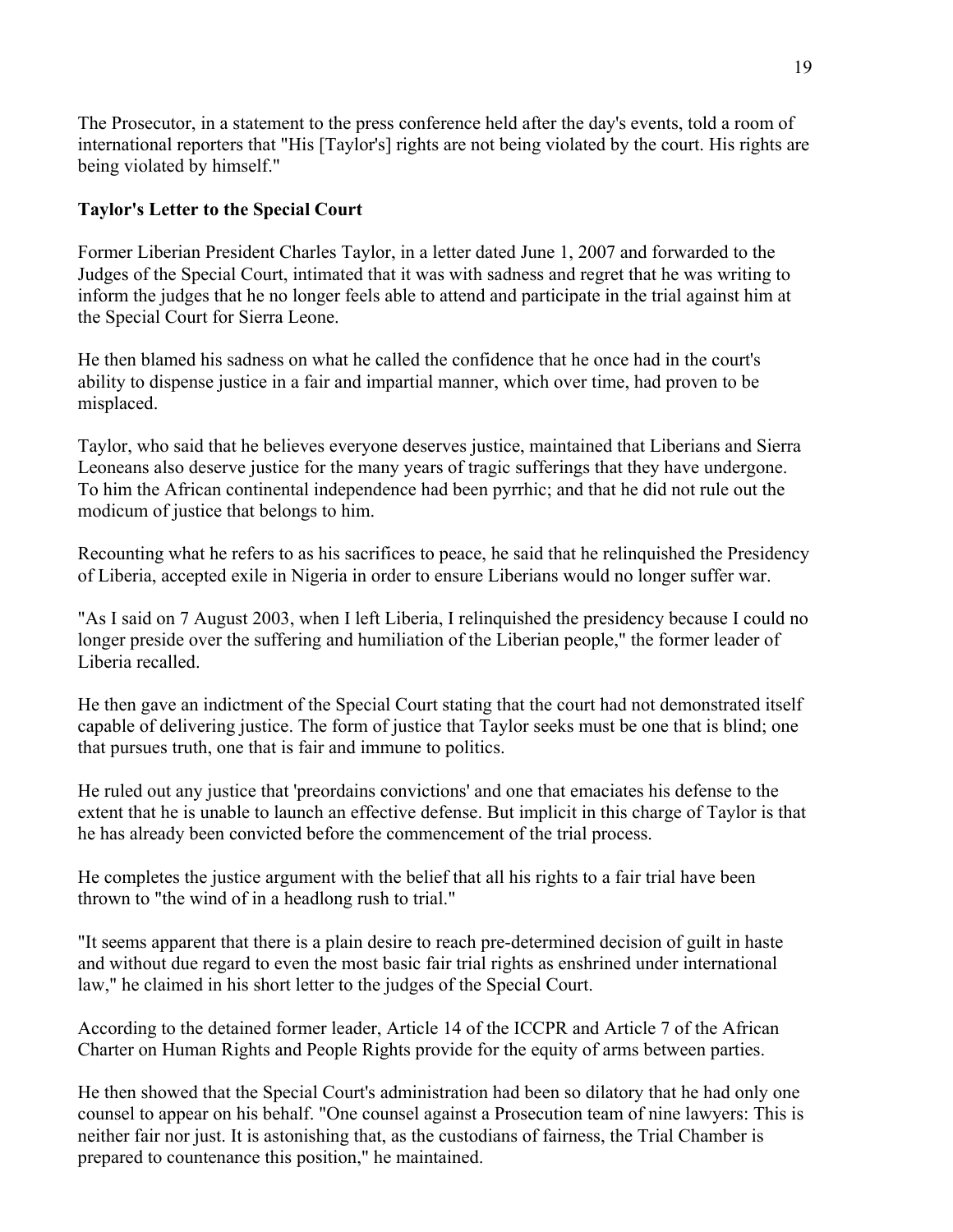The Prosecutor, in a statement to the press conference held after the day's events, told a room of international reporters that "His [Taylor's] rights are not being violated by the court. His rights are being violated by himself."

**Taylor's Letter to the Special Court**

Former Liberian President Charles Taylor, in a letter dated June 1, 2007 and forwarded to the Judges of the Special Court, intimated that it was with sadness and regret that he was writing to inform the judges that he no longer feels able to attend and participate in the trial against him at the Special Court for Sierra Leone.

He then blamed his sadness on what he called the confidence that he once had in the court's ability to dispense justice in a fair and impartial manner, which over time, had proven to be misplaced.

Taylor, who said that he believes everyone deserves justice, maintained that Liberians and Sierra Leoneans also deserve justice for the many years of tragic sufferings that they have undergone. To him the African continental independence had been pyrrhic; and that he did not rule out the modicum of justice that belongs to him.

Recounting what he refers to as his sacrifices to peace, he said that he relinquished the Presidency of Liberia, accepted exile in Nigeria in order to ensure Liberians would no longer suffer war.

"As I said on 7 August 2003, when I left Liberia, I relinquished the presidency because I could no longer preside over the suffering and humiliation of the Liberian people," the former leader of Liberia recalled.

He then gave an indictment of the Special Court stating that the court had not demonstrated itself capable of delivering justice. The form of justice that Taylor seeks must be one that is blind; one that pursues truth, one that is fair and immune to politics.

He ruled out any justice that 'preordains convictions' and one that emaciates his defense to the extent that he is unable to launch an effective defense. But implicit in this charge of Taylor is that he has already been convicted before the commencement of the trial process.

He completes the justice argument with the belief that all his rights to a fair trial have been thrown to "the wind of in a headlong rush to trial."

"It seems apparent that there is a plain desire to reach pre-determined decision of guilt in haste and without due regard to even the most basic fair trial rights as enshrined under international law," he claimed in his short letter to the judges of the Special Court.

According to the detained former leader, Article 14 of the ICCPR and Article 7 of the African Charter on Human Rights and People Rights provide for the equity of arms between parties.

He then showed that the Special Court's administration had been so dilatory that he had only one counsel to appear on his behalf. "One counsel against a Prosecution team of nine lawyers: This is neither fair nor just. It is astonishing that, as the custodians of fairness, the Trial Chamber is prepared to countenance this position," he maintained.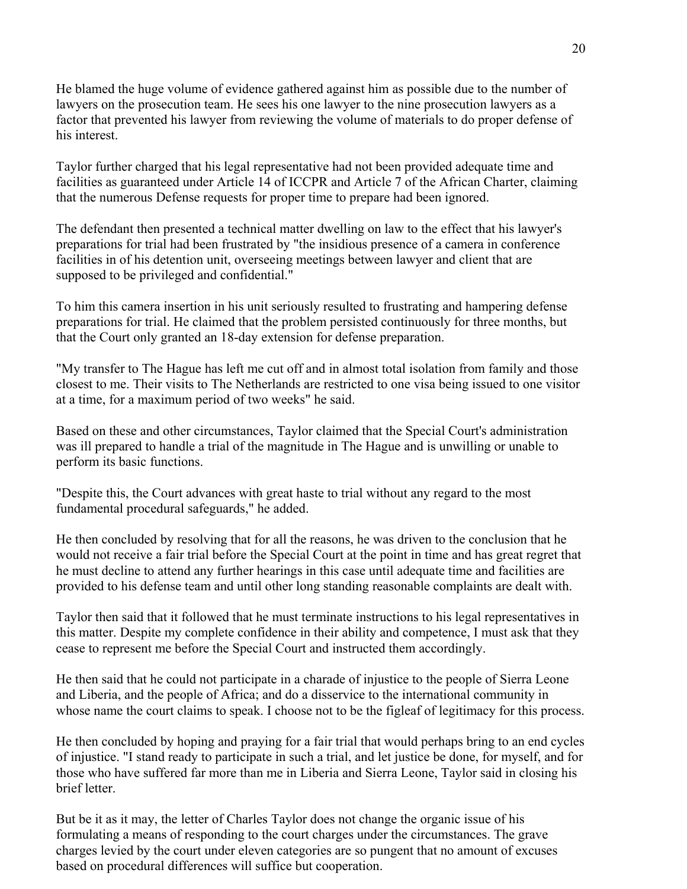He blamed the huge volume of evidence gathered against him as possible due to the number of lawyers on the prosecution team. He sees his one lawyer to the nine prosecution lawyers as a factor that prevented his lawyer from reviewing the volume of materials to do proper defense of his interest.

Taylor further charged that his legal representative had not been provided adequate time and facilities as guaranteed under Article 14 of ICCPR and Article 7 of the African Charter, claiming that the numerous Defense requests for proper time to prepare had been ignored.

The defendant then presented a technical matter dwelling on law to the effect that his lawyer's preparations for trial had been frustrated by "the insidious presence of a camera in conference facilities in of his detention unit, overseeing meetings between lawyer and client that are supposed to be privileged and confidential."

To him this camera insertion in his unit seriously resulted to frustrating and hampering defense preparations for trial. He claimed that the problem persisted continuously for three months, but that the Court only granted an 18-day extension for defense preparation.

"My transfer to The Hague has left me cut off and in almost total isolation from family and those closest to me. Their visits to The Netherlands are restricted to one visa being issued to one visitor at a time, for a maximum period of two weeks" he said.

Based on these and other circumstances, Taylor claimed that the Special Court's administration was ill prepared to handle a trial of the magnitude in The Hague and is unwilling or unable to perform its basic functions.

"Despite this, the Court advances with great haste to trial without any regard to the most fundamental procedural safeguards," he added.

He then concluded by resolving that for all the reasons, he was driven to the conclusion that he would not receive a fair trial before the Special Court at the point in time and has great regret that he must decline to attend any further hearings in this case until adequate time and facilities are provided to his defense team and until other long standing reasonable complaints are dealt with.

Taylor then said that it followed that he must terminate instructions to his legal representatives in this matter. Despite my complete confidence in their ability and competence, I must ask that they cease to represent me before the Special Court and instructed them accordingly.

He then said that he could not participate in a charade of injustice to the people of Sierra Leone and Liberia, and the people of Africa; and do a disservice to the international community in whose name the court claims to speak. I choose not to be the figleaf of legitimacy for this process.

He then concluded by hoping and praying for a fair trial that would perhaps bring to an end cycles of injustice. "I stand ready to participate in such a trial, and let justice be done, for myself, and for those who have suffered far more than me in Liberia and Sierra Leone, Taylor said in closing his brief letter.

But be it as it may, the letter of Charles Taylor does not change the organic issue of his formulating a means of responding to the court charges under the circumstances. The grave charges levied by the court under eleven categories are so pungent that no amount of excuses based on procedural differences will suffice but cooperation.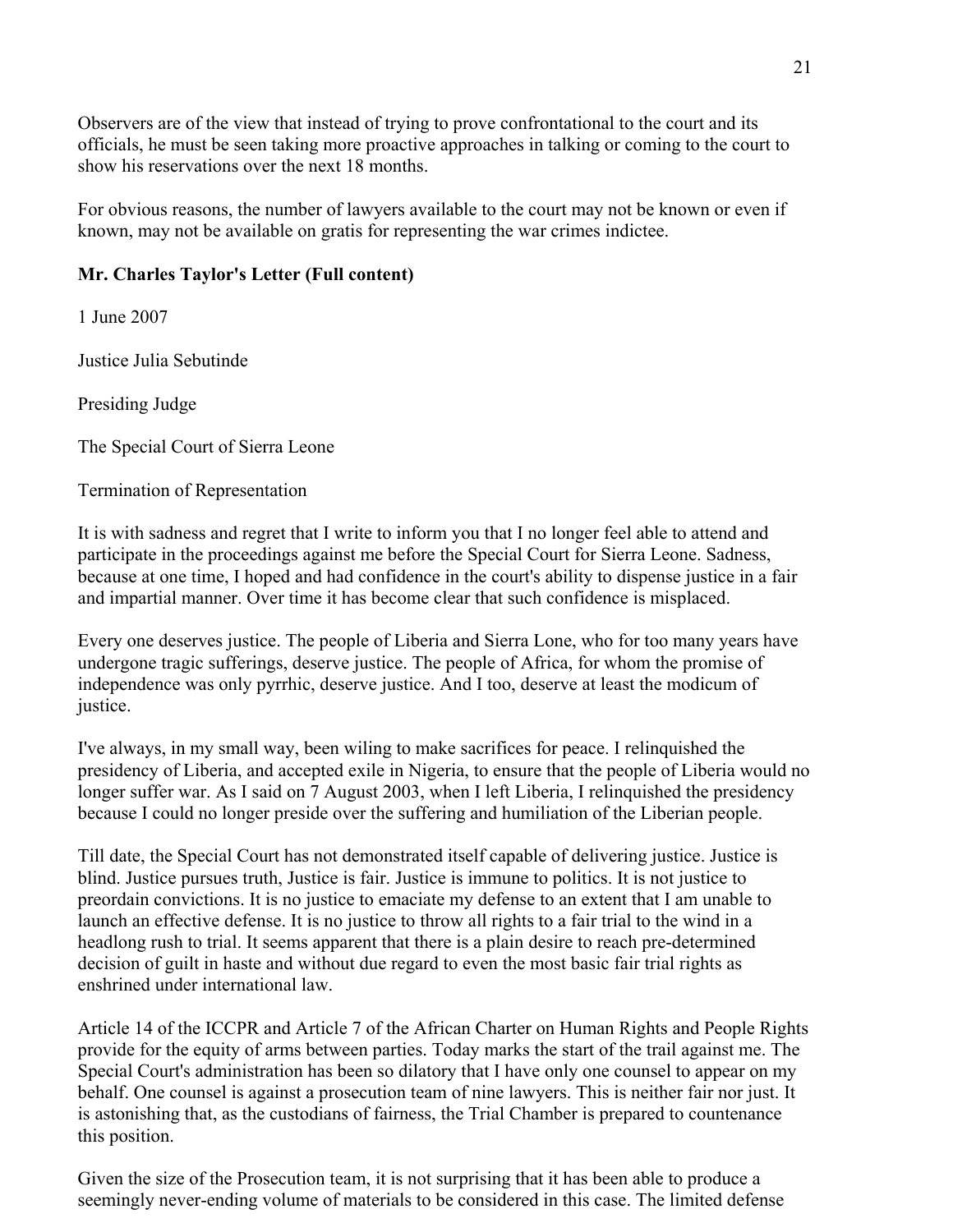Observers are of the view that instead of trying to prove confrontational to the court and its officials, he must be seen taking more proactive approaches in talking or coming to the court to show his reservations over the next 18 months.

For obvious reasons, the number of lawyers available to the court may not be known or even if known, may not be available on gratis for representing the war crimes indictee.

**Mr. Charles Taylor's Letter (Full content)**

1 June 2007

Justice Julia Sebutinde

Presiding Judge

The Special Court of Sierra Leone

Termination of Representation

It is with sadness and regret that I write to inform you that I no longer feel able to attend and participate in the proceedings against me before the Special Court for Sierra Leone. Sadness, because at one time, I hoped and had confidence in the court's ability to dispense justice in a fair and impartial manner. Over time it has become clear that such confidence is misplaced.

Every one deserves justice. The people of Liberia and Sierra Lone, who for too many years have undergone tragic sufferings, deserve justice. The people of Africa, for whom the promise of independence was only pyrrhic, deserve justice. And I too, deserve at least the modicum of justice.

I've always, in my small way, been wiling to make sacrifices for peace. I relinquished the presidency of Liberia, and accepted exile in Nigeria, to ensure that the people of Liberia would no longer suffer war. As I said on 7 August 2003, when I left Liberia, I relinquished the presidency because I could no longer preside over the suffering and humiliation of the Liberian people.

Till date, the Special Court has not demonstrated itself capable of delivering justice. Justice is blind. Justice pursues truth, Justice is fair. Justice is immune to politics. It is not justice to preordain convictions. It is no justice to emaciate my defense to an extent that I am unable to launch an effective defense. It is no justice to throw all rights to a fair trial to the wind in a headlong rush to trial. It seems apparent that there is a plain desire to reach pre-determined decision of guilt in haste and without due regard to even the most basic fair trial rights as enshrined under international law.

Article 14 of the ICCPR and Article 7 of the African Charter on Human Rights and People Rights provide for the equity of arms between parties. Today marks the start of the trail against me. The Special Court's administration has been so dilatory that I have only one counsel to appear on my behalf. One counsel is against a prosecution team of nine lawyers. This is neither fair nor just. It is astonishing that, as the custodians of fairness, the Trial Chamber is prepared to countenance this position.

Given the size of the Prosecution team, it is not surprising that it has been able to produce a seemingly never-ending volume of materials to be considered in this case. The limited defense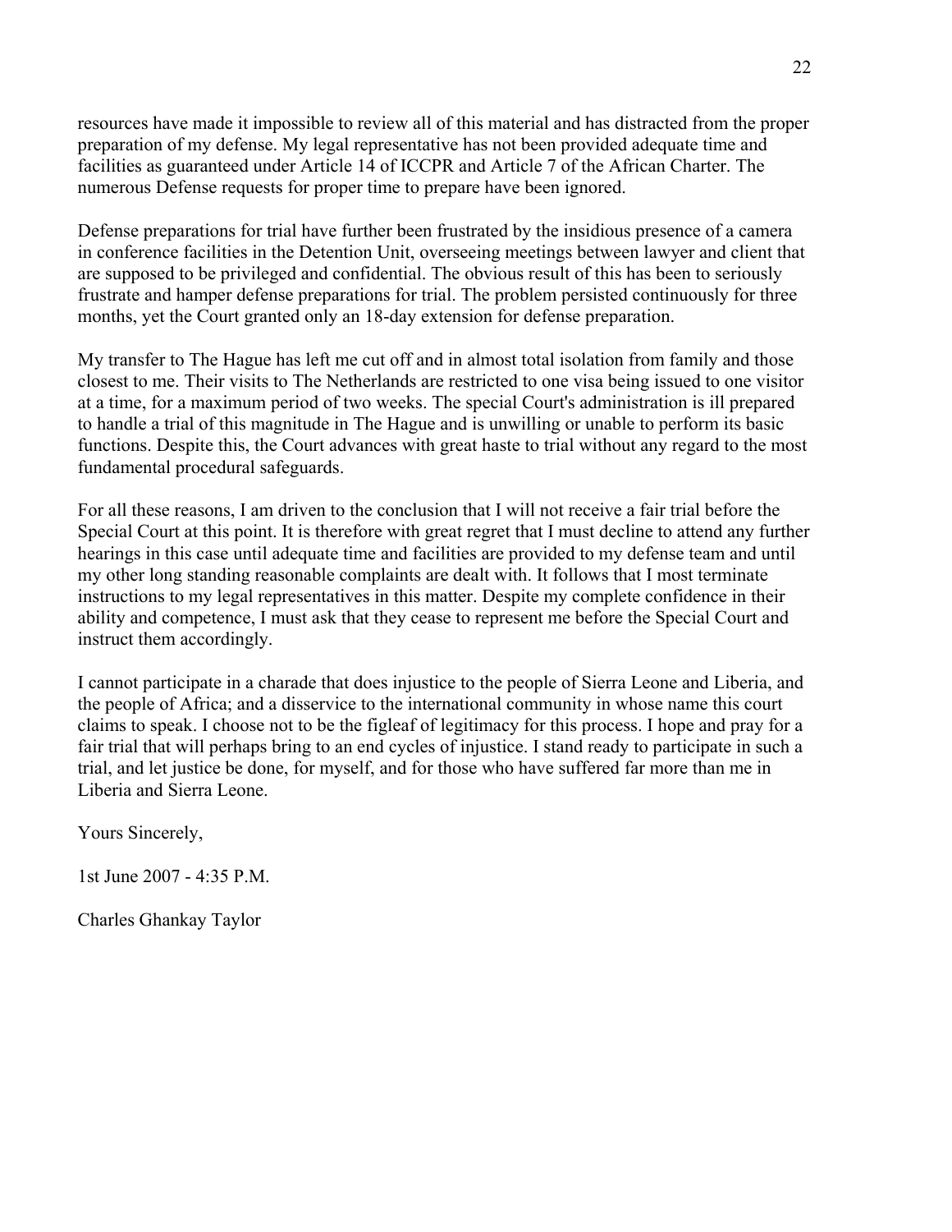resources have made it impossible to review all of this material and has distracted from the proper preparation of my defense. My legal representative has not been provided adequate time and facilities as guaranteed under Article 14 of ICCPR and Article 7 of the African Charter. The numerous Defense requests for proper time to prepare have been ignored.

Defense preparations for trial have further been frustrated by the insidious presence of a camera in conference facilities in the Detention Unit, overseeing meetings between lawyer and client that are supposed to be privileged and confidential. The obvious result of this has been to seriously frustrate and hamper defense preparations for trial. The problem persisted continuously for three months, yet the Court granted only an 18-day extension for defense preparation.

My transfer to The Hague has left me cut off and in almost total isolation from family and those closest to me. Their visits to The Netherlands are restricted to one visa being issued to one visitor at a time, for a maximum period of two weeks. The special Court's administration is ill prepared to handle a trial of this magnitude in The Hague and is unwilling or unable to perform its basic functions. Despite this, the Court advances with great haste to trial without any regard to the most fundamental procedural safeguards.

For all these reasons, I am driven to the conclusion that I will not receive a fair trial before the Special Court at this point. It is therefore with great regret that I must decline to attend any further hearings in this case until adequate time and facilities are provided to my defense team and until my other long standing reasonable complaints are dealt with. It follows that I most terminate instructions to my legal representatives in this matter. Despite my complete confidence in their ability and competence, I must ask that they cease to represent me before the Special Court and instruct them accordingly.

I cannot participate in a charade that does injustice to the people of Sierra Leone and Liberia, and the people of Africa; and a disservice to the international community in whose name this court claims to speak. I choose not to be the figleaf of legitimacy for this process. I hope and pray for a fair trial that will perhaps bring to an end cycles of injustice. I stand ready to participate in such a trial, and let justice be done, for myself, and for those who have suffered far more than me in Liberia and Sierra Leone.

Yours Sincerely,

1st June 2007 - 4:35 P.M.

Charles Ghankay Taylor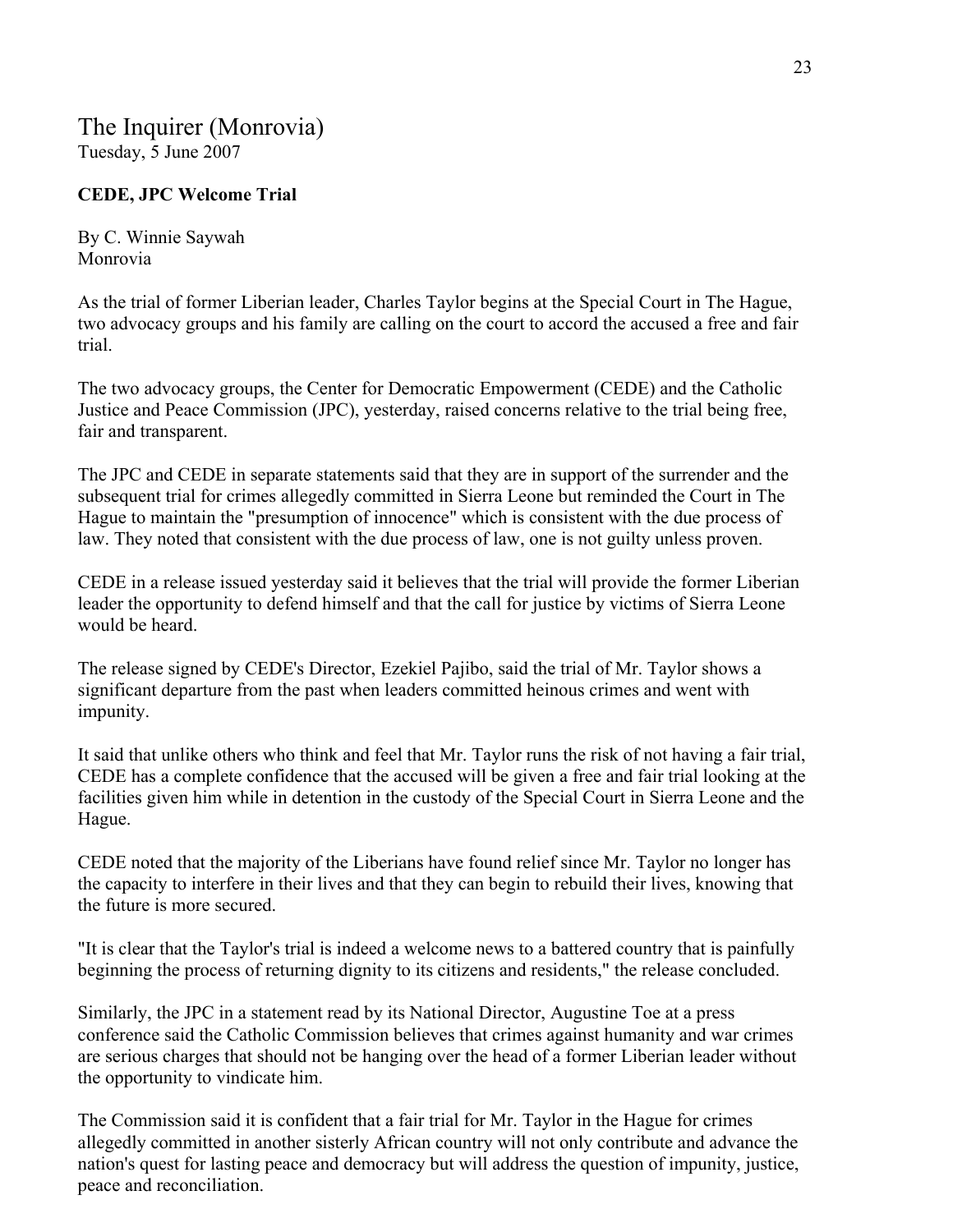The Inquirer (Monrovia)
Tuesday, 5 June 2007

**CEDE, JPC Welcome Trial**

By C. Winnie Saywah
Monrovia

As the trial of former Liberian leader, Charles Taylor begins at the Special Court in The Hague, two advocacy groups and his family are calling on the court to accord the accused a free and fair trial.

The two advocacy groups, the Center for Democratic Empowerment (CEDE) and the Catholic Justice and Peace Commission (JPC), yesterday, raised concerns relative to the trial being free, fair and transparent.

The JPC and CEDE in separate statements said that they are in support of the surrender and the subsequent trial for crimes allegedly committed in Sierra Leone but reminded the Court in The Hague to maintain the "presumption of innocence" which is consistent with the due process of law. They noted that consistent with the due process of law, one is not guilty unless proven.

CEDE in a release issued yesterday said it believes that the trial will provide the former Liberian leader the opportunity to defend himself and that the call for justice by victims of Sierra Leone would be heard.

The release signed by CEDE's Director, Ezekiel Pajibo, said the trial of Mr. Taylor shows a significant departure from the past when leaders committed heinous crimes and went with impunity.

It said that unlike others who think and feel that Mr. Taylor runs the risk of not having a fair trial, CEDE has a complete confidence that the accused will be given a free and fair trial looking at the facilities given him while in detention in the custody of the Special Court in Sierra Leone and the Hague.

CEDE noted that the majority of the Liberians have found relief since Mr. Taylor no longer has the capacity to interfere in their lives and that they can begin to rebuild their lives, knowing that the future is more secured.

"It is clear that the Taylor's trial is indeed a welcome news to a battered country that is painfully beginning the process of returning dignity to its citizens and residents," the release concluded.

Similarly, the JPC in a statement read by its National Director, Augustine Toe at a press conference said the Catholic Commission believes that crimes against humanity and war crimes are serious charges that should not be hanging over the head of a former Liberian leader without the opportunity to vindicate him.

The Commission said it is confident that a fair trial for Mr. Taylor in the Hague for crimes allegedly committed in another sisterly African country will not only contribute and advance the nation's quest for lasting peace and democracy but will address the question of impunity, justice, peace and reconciliation.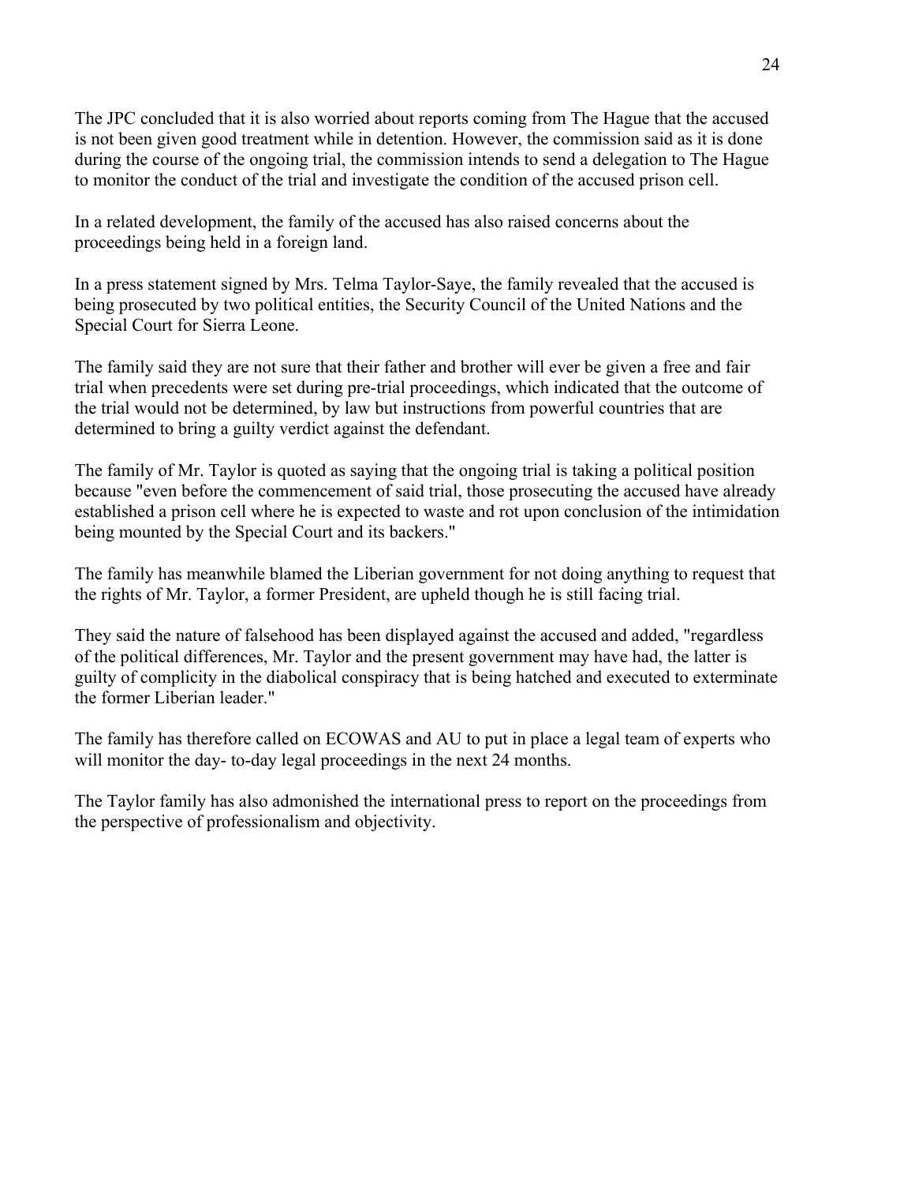The JPC concluded that it is also worried about reports coming from The Hague that the accused is not been given good treatment while in detention. However, the commission said as it is done during the course of the ongoing trial, the commission intends to send a delegation to The Hague to monitor the conduct of the trial and investigate the condition of the accused prison cell.

In a related development, the family of the accused has also raised concerns about the proceedings being held in a foreign land.

In a press statement signed by Mrs. Telma Taylor-Saye, the family revealed that the accused is being prosecuted by two political entities, the Security Council of the United Nations and the Special Court for Sierra Leone.

The family said they are not sure that their father and brother will ever be given a free and fair trial when precedents were set during pre-trial proceedings, which indicated that the outcome of the trial would not be determined, by law but instructions from powerful countries that are determined to bring a guilty verdict against the defendant.

The family of Mr. Taylor is quoted as saying that the ongoing trial is taking a political position because "even before the commencement of said trial, those prosecuting the accused have already established a prison cell where he is expected to waste and rot upon conclusion of the intimidation being mounted by the Special Court and its backers."

The family has meanwhile blamed the Liberian government for not doing anything to request that the rights of Mr. Taylor, a former President, are upheld though he is still facing trial.

They said the nature of falsehood has been displayed against the accused and added, "regardless of the political differences, Mr. Taylor and the present government may have had, the latter is guilty of complicity in the diabolical conspiracy that is being hatched and executed to exterminate the former Liberian leader."

The family has therefore called on ECOWAS and AU to put in place a legal team of experts who will monitor the day- to-day legal proceedings in the next 24 months.

The Taylor family has also admonished the international press to report on the proceedings from the perspective of professionalism and objectivity.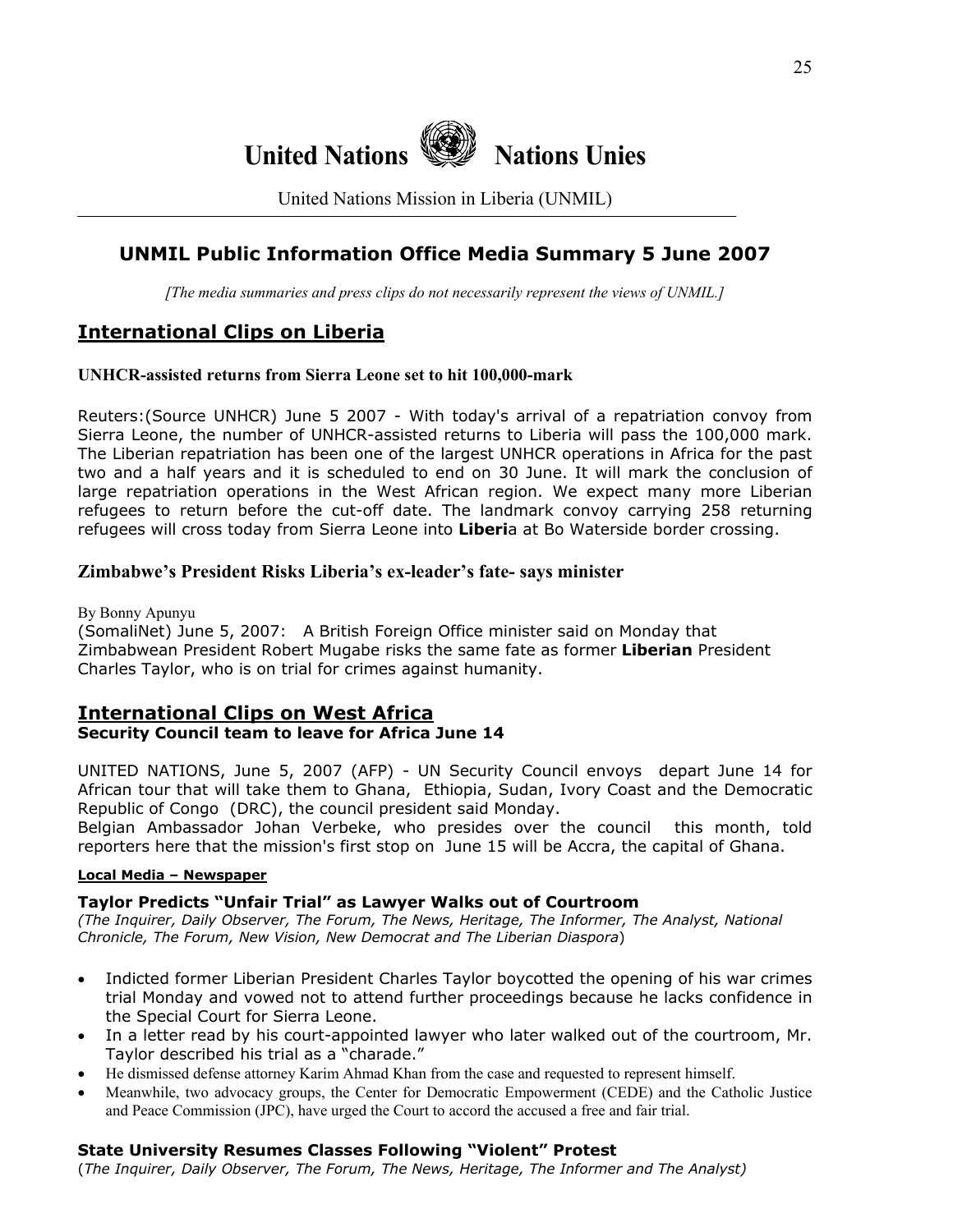# United Nations Nations Unies

United Nations Mission in Liberia (UNMIL)

## UNMIL Public Information Office Media Summary 5 June 2007

*[The media summaries and press clips do not necessarily represent the views of UNMIL.]*

## International Clips on Liberia

### UNHCR-assisted returns from Sierra Leone set to hit 100,000-mark

Reuters:(Source UNHCR) June 5 2007 - With today's arrival of a repatriation convoy from Sierra Leone, the number of UNHCR-assisted returns to Liberia will pass the 100,000 mark. The Liberian repatriation has been one of the largest UNHCR operations in Africa for the past two and a half years and it is scheduled to end on 30 June. It will mark the conclusion of large repatriation operations in the West African region. We expect many more Liberian refugees to return before the cut-off date. The landmark convoy carrying 258 returning refugees will cross today from Sierra Leone into **Liberi**a at Bo Waterside border crossing.

### Zimbabwe's President Risks Liberia's ex-leader's fate- says minister

By Bonny Apunyu
(SomaliNet) June 5, 2007: A British Foreign Office minister said on Monday that Zimbabwean President Robert Mugabe risks the same fate as former **Liberian** President Charles Taylor, who is on trial for crimes against humanity.

## International Clips on West Africa

### Security Council team to leave for Africa June 14

UNITED NATIONS, June 5, 2007 (AFP) - UN Security Council envoys depart June 14 for African tour that will take them to Ghana, Ethiopia, Sudan, Ivory Coast and the Democratic Republic of Congo (DRC), the council president said Monday.
Belgian Ambassador Johan Verbeke, who presides over the council this month, told reporters here that the mission's first stop on June 15 will be Accra, the capital of Ghana.

#### Local Media – Newspaper

### Taylor Predicts "Unfair Trial" as Lawyer Walks out of Courtroom

*(The Inquirer, Daily Observer, The Forum, The News, Heritage, The Informer, The Analyst, National Chronicle, The Forum, New Vision, New Democrat and The Liberian Diaspora*)

- Indicted former Liberian President Charles Taylor boycotted the opening of his war crimes trial Monday and vowed not to attend further proceedings because he lacks confidence in the Special Court for Sierra Leone.
- In a letter read by his court-appointed lawyer who later walked out of the courtroom, Mr. Taylor described his trial as a "charade."
- He dismissed defense attorney Karim Ahmad Khan from the case and requested to represent himself.
- Meanwhile, two advocacy groups, the Center for Democratic Empowerment (CEDE) and the Catholic Justice and Peace Commission (JPC), have urged the Court to accord the accused a free and fair trial.

### State University Resumes Classes Following "Violent" Protest

(*The Inquirer, Daily Observer, The Forum, The News, Heritage, The Informer and The Analyst)*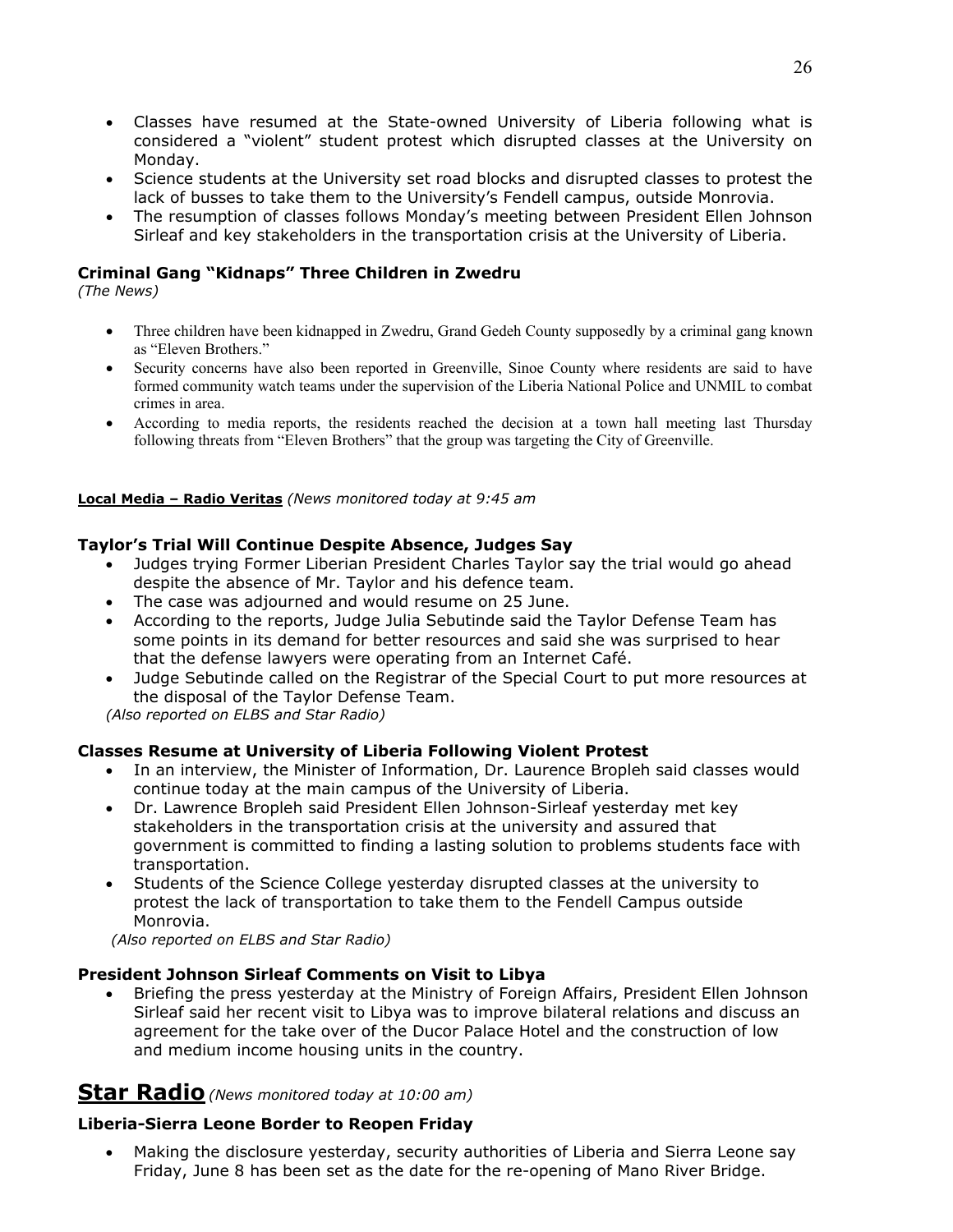- Classes have resumed at the State-owned University of Liberia following what is considered a "violent" student protest which disrupted classes at the University on Monday.
- Science students at the University set road blocks and disrupted classes to protest the lack of busses to take them to the University's Fendell campus, outside Monrovia.
- The resumption of classes follows Monday's meeting between President Ellen Johnson Sirleaf and key stakeholders in the transportation crisis at the University of Liberia.

### Criminal Gang "Kidnaps" Three Children in Zwedru

*(The News)*

- Three children have been kidnapped in Zwedru, Grand Gedeh County supposedly by a criminal gang known as "Eleven Brothers."
- Security concerns have also been reported in Greenville, Sinoe County where residents are said to have formed community watch teams under the supervision of the Liberia National Police and UNMIL to combat crimes in area.
- According to media reports, the residents reached the decision at a town hall meeting last Thursday following threats from "Eleven Brothers" that the group was targeting the City of Greenville.

**Local Media – Radio Veritas** *(News monitored today at 9:45 am*

### Taylor's Trial Will Continue Despite Absence, Judges Say

- Judges trying Former Liberian President Charles Taylor say the trial would go ahead despite the absence of Mr. Taylor and his defence team.
- The case was adjourned and would resume on 25 June.
- According to the reports, Judge Julia Sebutinde said the Taylor Defense Team has some points in its demand for better resources and said she was surprised to hear that the defense lawyers were operating from an Internet Café.
- Judge Sebutinde called on the Registrar of the Special Court to put more resources at the disposal of the Taylor Defense Team.

*(Also reported on ELBS and Star Radio)*

### Classes Resume at University of Liberia Following Violent Protest

- In an interview, the Minister of Information, Dr. Laurence Bropleh said classes would continue today at the main campus of the University of Liberia.
- Dr. Lawrence Bropleh said President Ellen Johnson-Sirleaf yesterday met key stakeholders in the transportation crisis at the university and assured that government is committed to finding a lasting solution to problems students face with transportation.
- Students of the Science College yesterday disrupted classes at the university to protest the lack of transportation to take them to the Fendell Campus outside Monrovia.

*(Also reported on ELBS and Star Radio)*

### President Johnson Sirleaf Comments on Visit to Libya

- Briefing the press yesterday at the Ministry of Foreign Affairs, President Ellen Johnson Sirleaf said her recent visit to Libya was to improve bilateral relations and discuss an agreement for the take over of the Ducor Palace Hotel and the construction of low and medium income housing units in the country.

## Star Radio *(News monitored today at 10:00 am)*

### Liberia-Sierra Leone Border to Reopen Friday

- Making the disclosure yesterday, security authorities of Liberia and Sierra Leone say Friday, June 8 has been set as the date for the re-opening of Mano River Bridge.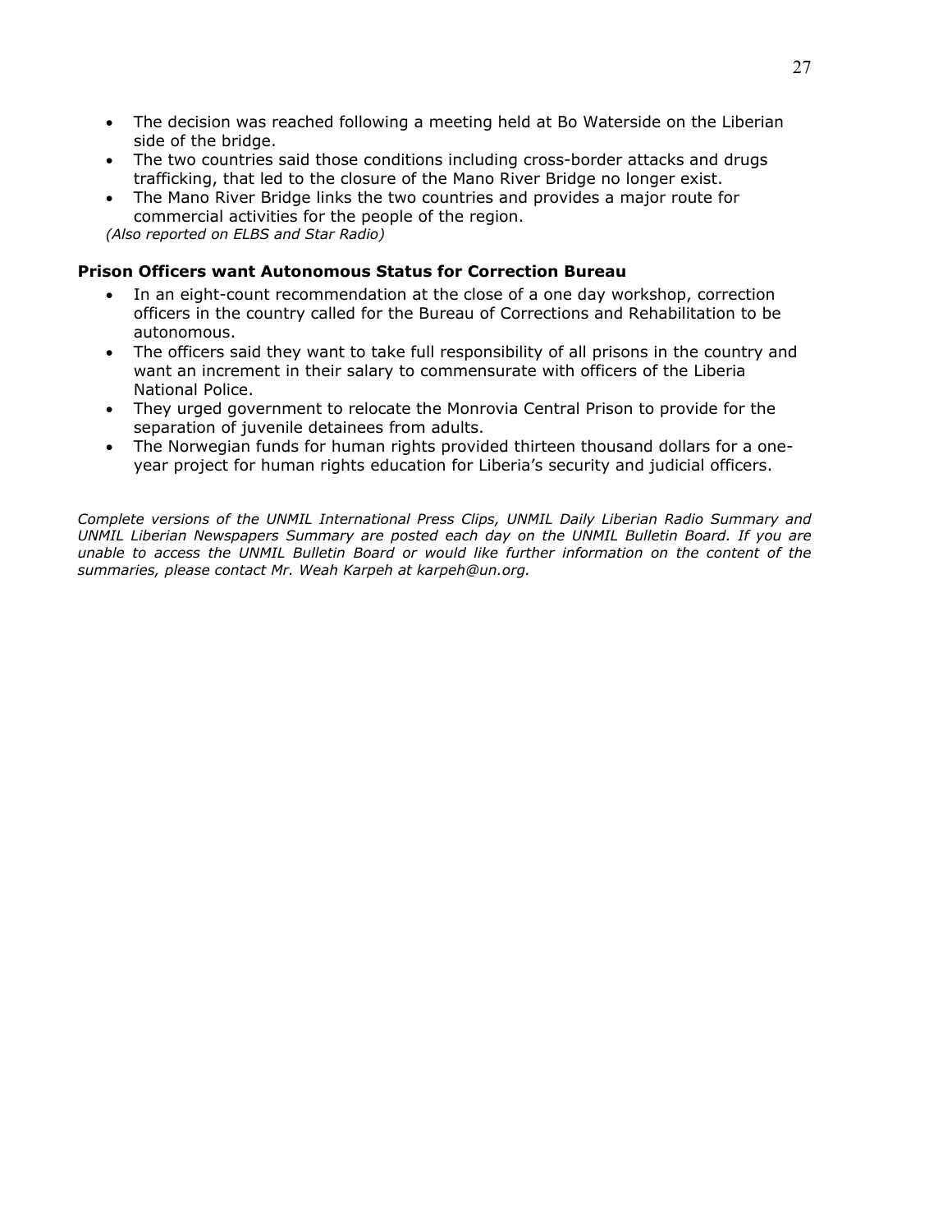- The decision was reached following a meeting held at Bo Waterside on the Liberian side of the bridge.
- The two countries said those conditions including cross-border attacks and drugs trafficking, that led to the closure of the Mano River Bridge no longer exist.
- The Mano River Bridge links the two countries and provides a major route for commercial activities for the people of the region.

*(Also reported on ELBS and Star Radio)*

**Prison Officers want Autonomous Status for Correction Bureau**

- In an eight-count recommendation at the close of a one day workshop, correction officers in the country called for the Bureau of Corrections and Rehabilitation to be autonomous.
- The officers said they want to take full responsibility of all prisons in the country and want an increment in their salary to commensurate with officers of the Liberia National Police.
- They urged government to relocate the Monrovia Central Prison to provide for the separation of juvenile detainees from adults.
- The Norwegian funds for human rights provided thirteen thousand dollars for a one-year project for human rights education for Liberia's security and judicial officers.

*Complete versions of the UNMIL International Press Clips, UNMIL Daily Liberian Radio Summary and UNMIL Liberian Newspapers Summary are posted each day on the UNMIL Bulletin Board. If you are unable to access the UNMIL Bulletin Board or would like further information on the content of the summaries, please contact Mr. Weah Karpeh at karpeh@un.org.*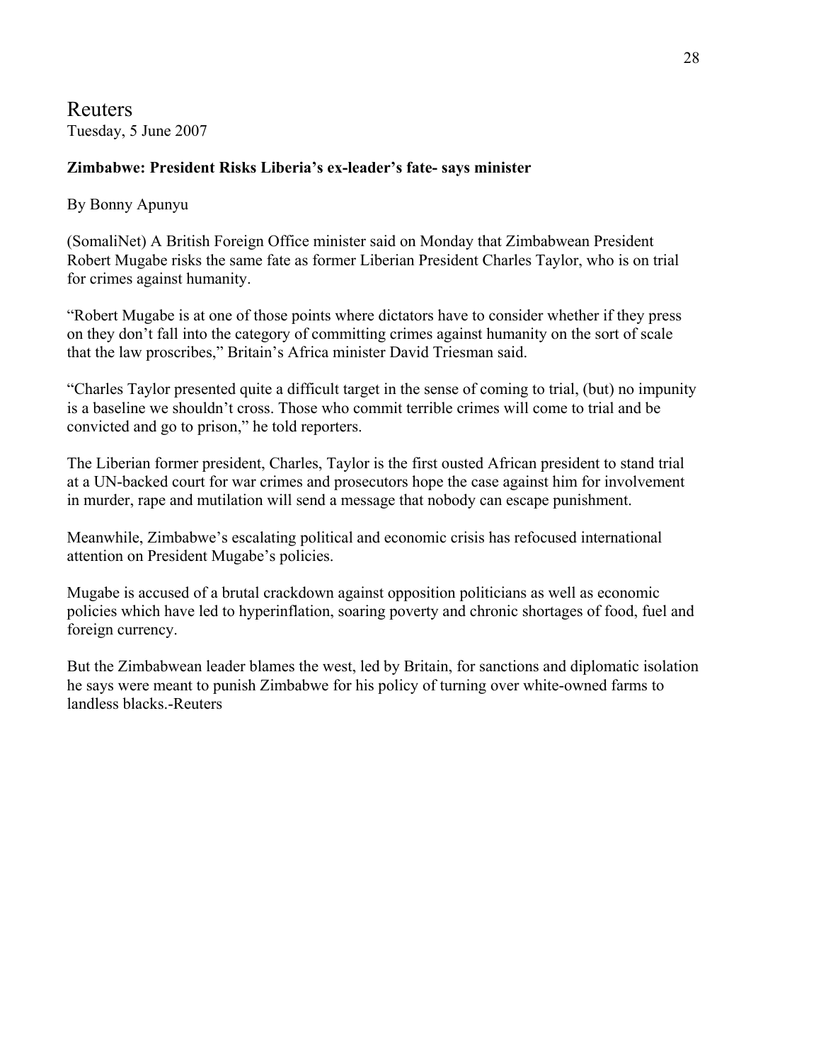# Reuters

Tuesday, 5 June 2007

**Zimbabwe: President Risks Liberia's ex-leader's fate- says minister**

By Bonny Apunyu

(SomaliNet) A British Foreign Office minister said on Monday that Zimbabwean President Robert Mugabe risks the same fate as former Liberian President Charles Taylor, who is on trial for crimes against humanity.

"Robert Mugabe is at one of those points where dictators have to consider whether if they press on they don't fall into the category of committing crimes against humanity on the sort of scale that the law proscribes," Britain's Africa minister David Triesman said.

"Charles Taylor presented quite a difficult target in the sense of coming to trial, (but) no impunity is a baseline we shouldn't cross. Those who commit terrible crimes will come to trial and be convicted and go to prison," he told reporters.

The Liberian former president, Charles, Taylor is the first ousted African president to stand trial at a UN-backed court for war crimes and prosecutors hope the case against him for involvement in murder, rape and mutilation will send a message that nobody can escape punishment.

Meanwhile, Zimbabwe's escalating political and economic crisis has refocused international attention on President Mugabe's policies.

Mugabe is accused of a brutal crackdown against opposition politicians as well as economic policies which have led to hyperinflation, soaring poverty and chronic shortages of food, fuel and foreign currency.

But the Zimbabwean leader blames the west, led by Britain, for sanctions and diplomatic isolation he says were meant to punish Zimbabwe for his policy of turning over white-owned farms to landless blacks.-Reuters